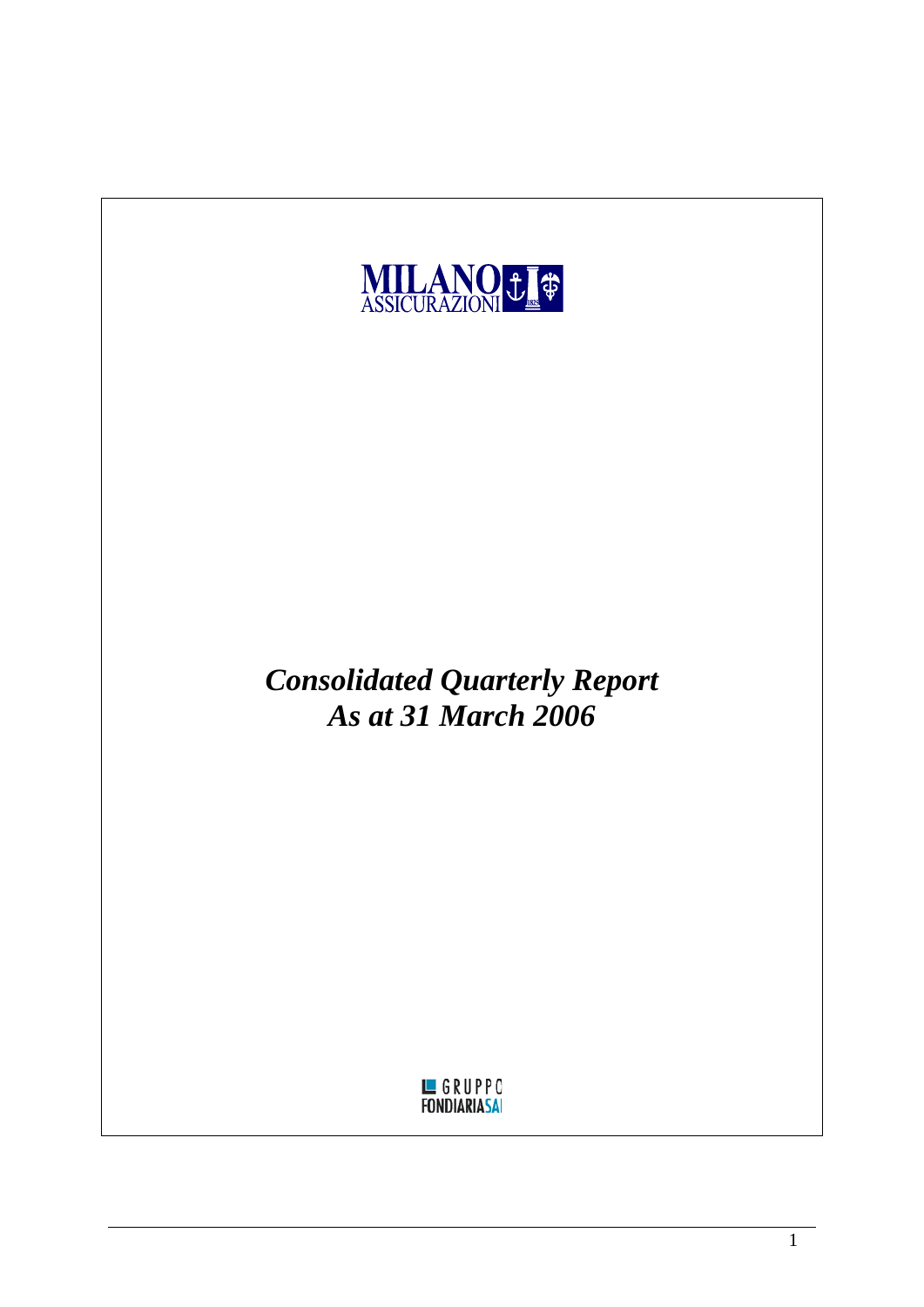MILANO ASSICURAZIONI

# *Consolidated Quarterly Report*
# *As at 31 March 2006*

GRUPPO FONDIARIASAI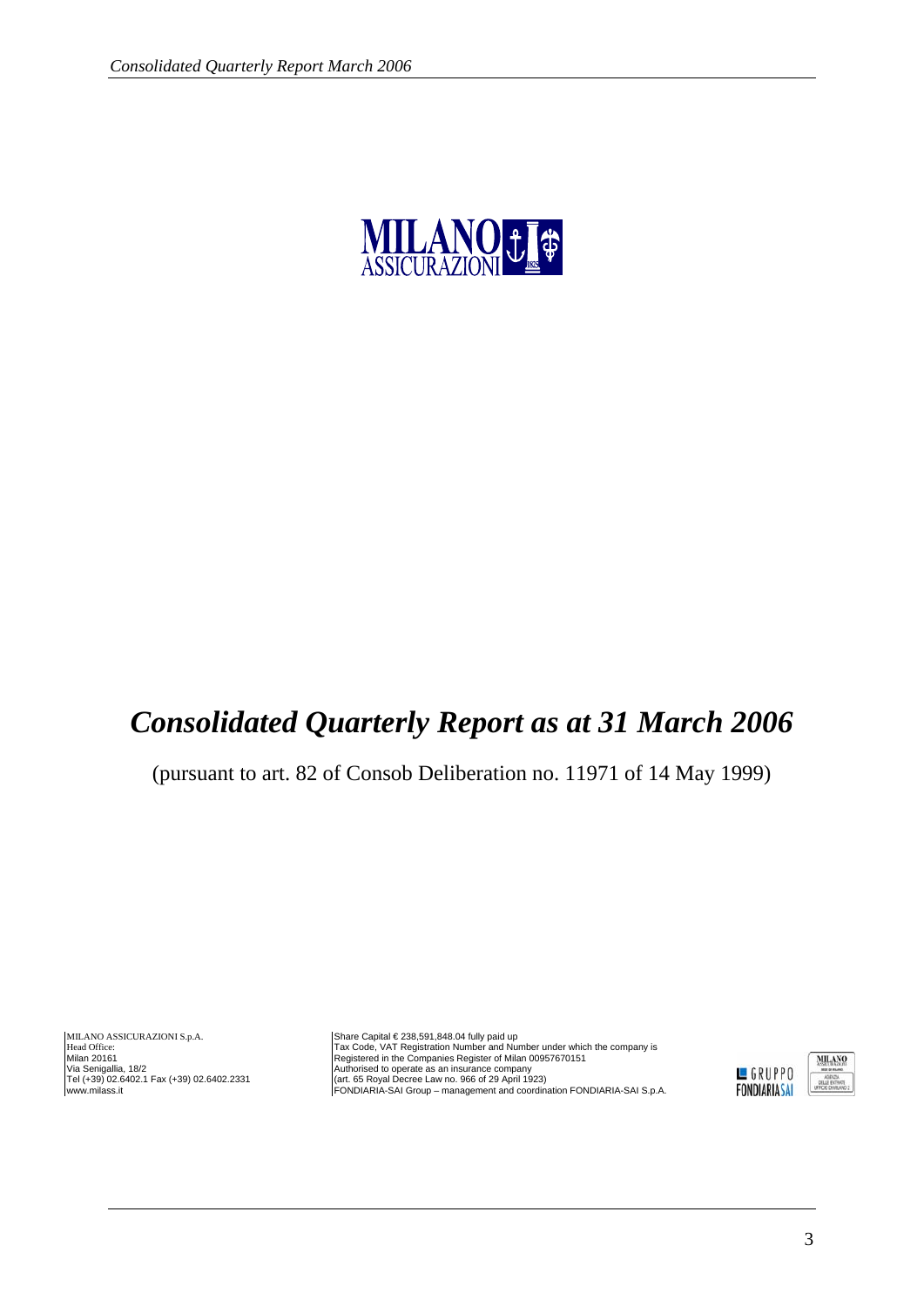MILANO ASSICURAZIONI

# *Consolidated Quarterly Report as at 31 March 2006*

(pursuant to art. 82 of Consob Deliberation no. 11971 of 14 May 1999)

MILANO ASSICURAZIONI S.p.A.
Head Office:
Milan 20161
Via Senigallia, 18/2
Tel (+39) 02.6402.1 Fax (+39) 02.6402.2331
www.milass.it

Share Capital € 238,591,848.04 fully paid up
Tax Code, VAT Registration Number and Number under which the company is
Registered in the Companies Register of Milan 00957670151
Authorised to operate as an insurance company
(art. 65 Royal Decree Law no. 966 of 29 April 1923)
FONDIARIA-SAI Group – management and coordination FONDIARIA-SAI S.p.A.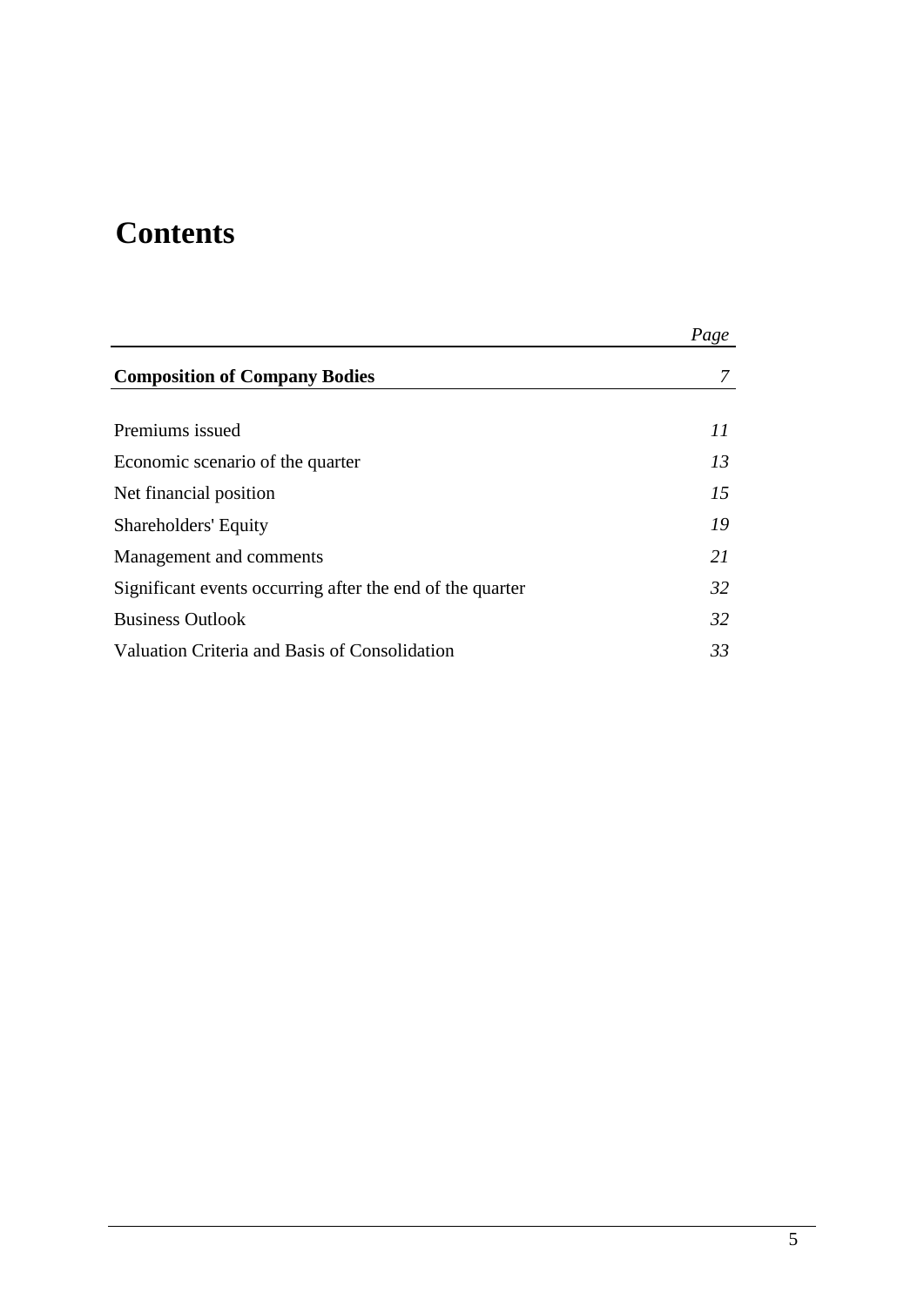# Contents

| | *Page* |
|---|---|
| **Composition of Company Bodies** | *7* |
| Premiums issued | *11* |
| Economic scenario of the quarter | *13* |
| Net financial position | *15* |
| Shareholders' Equity | *19* |
| Management and comments | *21* |
| Significant events occurring after the end of the quarter | *32* |
| Business Outlook | *32* |
| Valuation Criteria and Basis of Consolidation | *33* |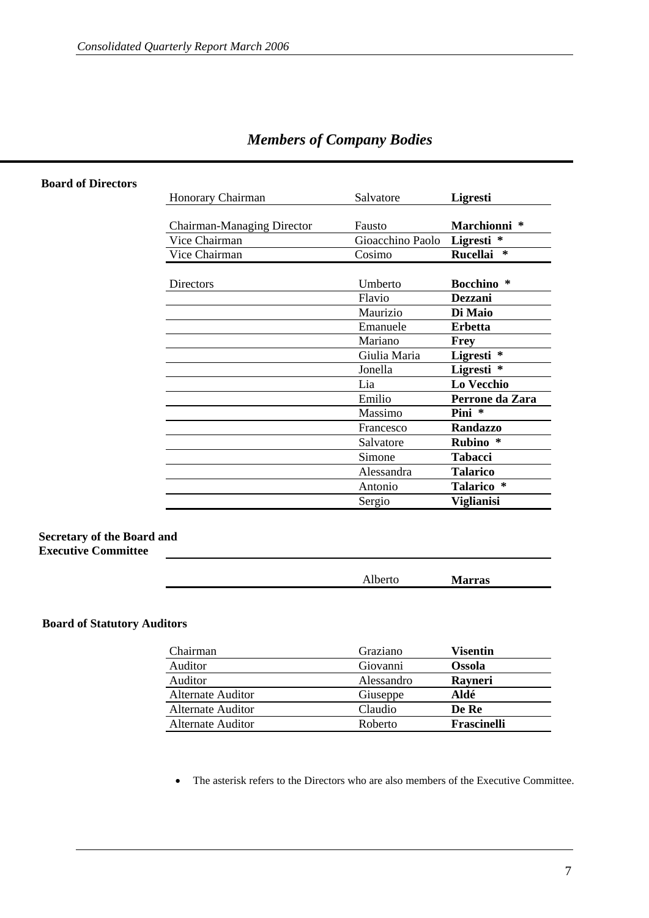# *Members of Company Bodies*

**Board of Directors**

| | | |
|---|---|---|
| Honorary Chairman | Salvatore | **Ligresti** |
| Chairman-Managing Director | Fausto | **Marchionni** * |
| Vice Chairman | Gioacchino Paolo | **Ligresti** * |
| Vice Chairman | Cosimo | **Rucellai** * |
| Directors | Umberto | **Bocchino** * |
| | Flavio | **Dezzani** |
| | Maurizio | **Di Maio** |
| | Emanuele | **Erbetta** |
| | Mariano | **Frey** |
| | Giulia Maria | **Ligresti** * |
| | Jonella | **Ligresti** * |
| | Lia | **Lo Vecchio** |
| | Emilio | **Perrone da Zara** |
| | Massimo | **Pini** * |
| | Francesco | **Randazzo** |
| | Salvatore | **Rubino** * |
| | Simone | **Tabacci** |
| | Alessandra | **Talarico** |
| | Antonio | **Talarico** * |
| | Sergio | **Viglianisi** |

**Secretary of the Board and Executive Committee**

| | | |
|---|---|---|
| | Alberto | **Marras** |

**Board of Statutory Auditors**

| | | |
|---|---|---|
| Chairman | Graziano | **Visentin** |
| Auditor | Giovanni | **Ossola** |
| Auditor | Alessandro | **Rayneri** |
| Alternate Auditor | Giuseppe | **Aldé** |
| Alternate Auditor | Claudio | **De Re** |
| Alternate Auditor | Roberto | **Frascinelli** |

- The asterisk refers to the Directors who are also members of the Executive Committee.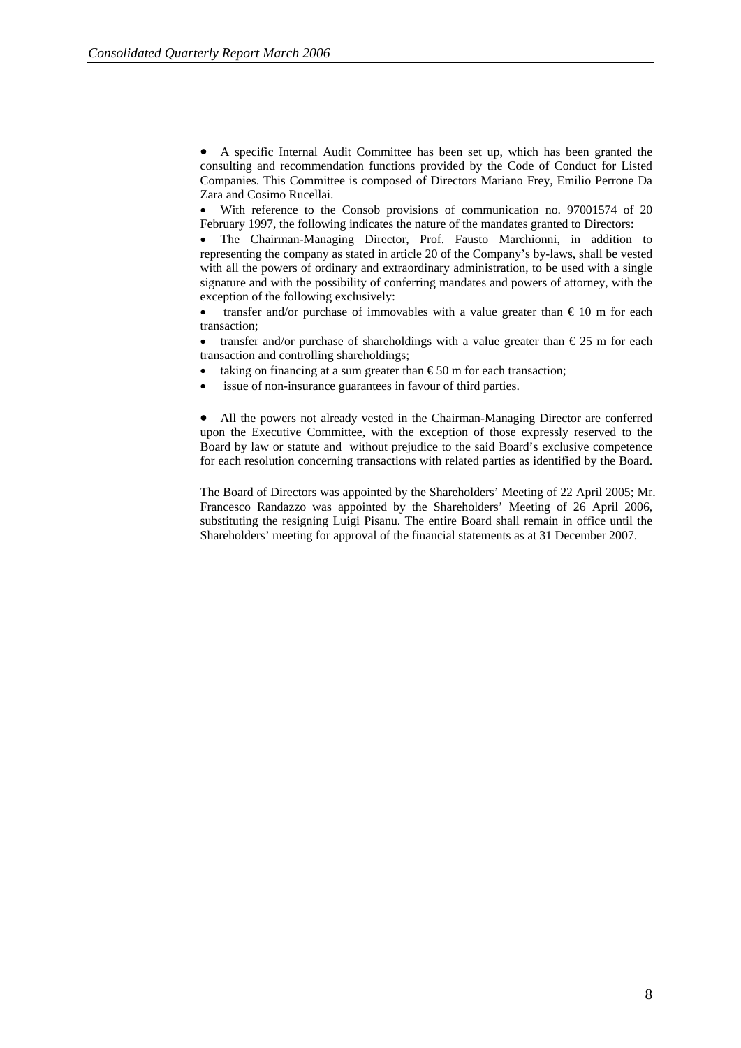- A specific Internal Audit Committee has been set up, which has been granted the consulting and recommendation functions provided by the Code of Conduct for Listed Companies. This Committee is composed of Directors Mariano Frey, Emilio Perrone Da Zara and Cosimo Rucellai.
- With reference to the Consob provisions of communication no. 97001574 of 20 February 1997, the following indicates the nature of the mandates granted to Directors:
- The Chairman-Managing Director, Prof. Fausto Marchionni, in addition to representing the company as stated in article 20 of the Company's by-laws, shall be vested with all the powers of ordinary and extraordinary administration, to be used with a single signature and with the possibility of conferring mandates and powers of attorney, with the exception of the following exclusively:
- transfer and/or purchase of immovables with a value greater than € 10 m for each transaction;
- transfer and/or purchase of shareholdings with a value greater than € 25 m for each transaction and controlling shareholdings;
- taking on financing at a sum greater than € 50 m for each transaction;
- issue of non-insurance guarantees in favour of third parties.

- All the powers not already vested in the Chairman-Managing Director are conferred upon the Executive Committee, with the exception of those expressly reserved to the Board by law or statute and without prejudice to the said Board's exclusive competence for each resolution concerning transactions with related parties as identified by the Board.

The Board of Directors was appointed by the Shareholders' Meeting of 22 April 2005; Mr. Francesco Randazzo was appointed by the Shareholders' Meeting of 26 April 2006, substituting the resigning Luigi Pisanu. The entire Board shall remain in office until the Shareholders' meeting for approval of the financial statements as at 31 December 2007.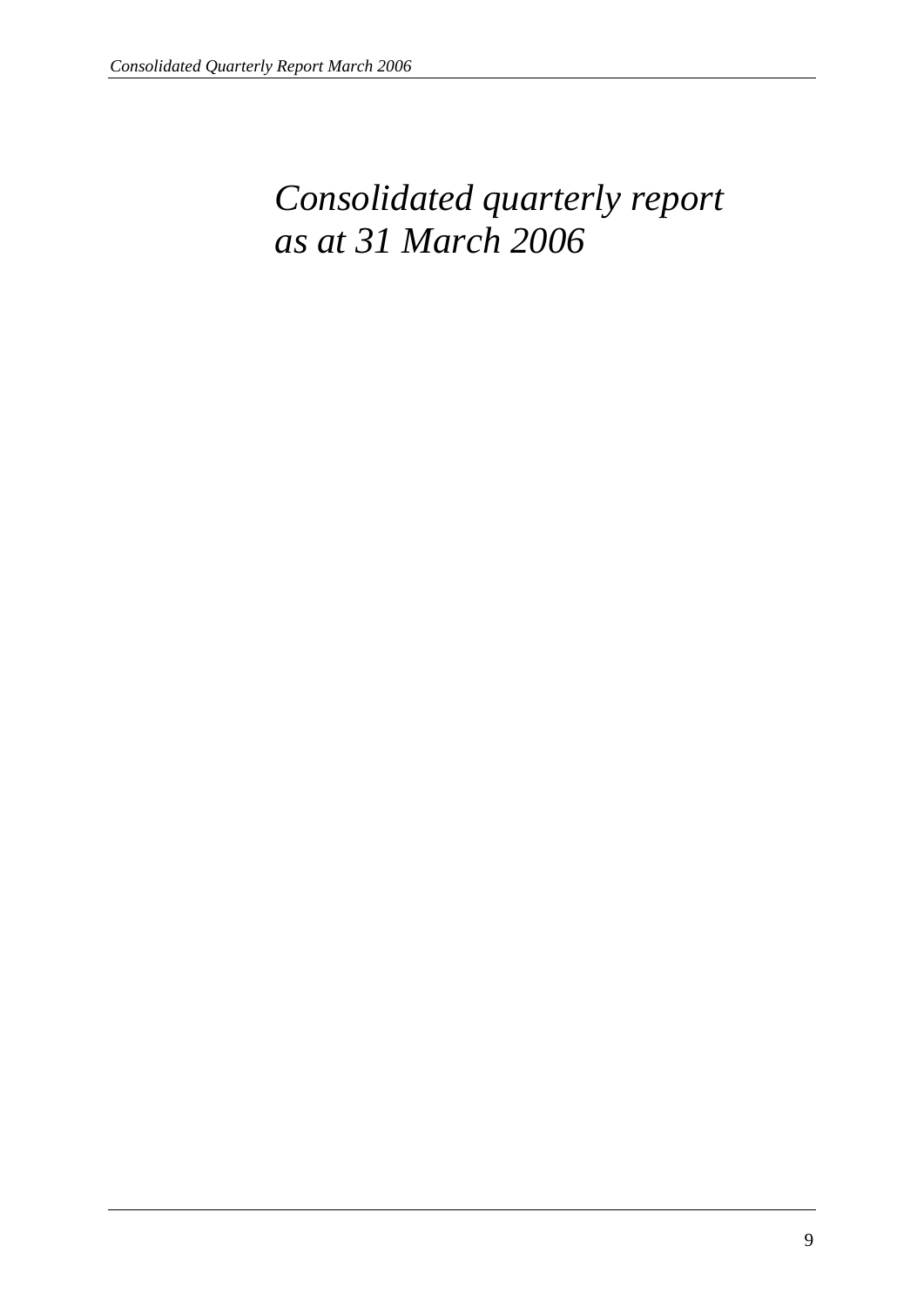# *Consolidated quarterly report as at 31 March 2006*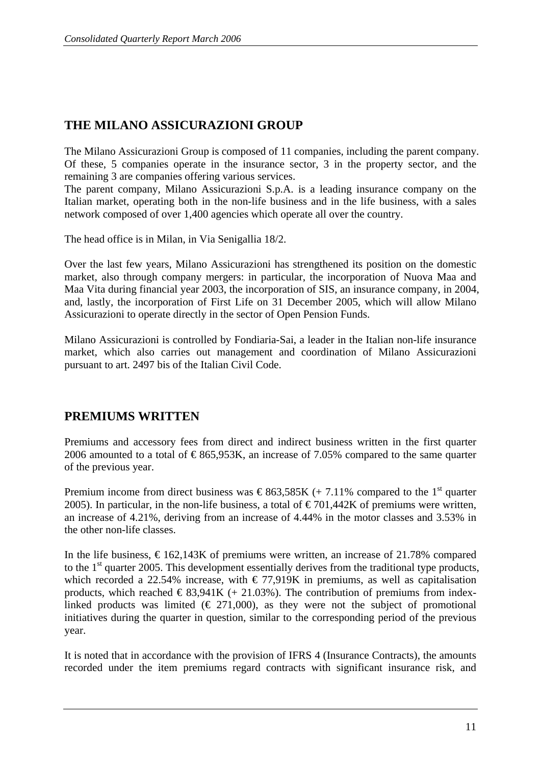## THE MILANO ASSICURAZIONI GROUP

The Milano Assicurazioni Group is composed of 11 companies, including the parent company. Of these, 5 companies operate in the insurance sector, 3 in the property sector, and the remaining 3 are companies offering various services.
The parent company, Milano Assicurazioni S.p.A. is a leading insurance company on the Italian market, operating both in the non-life business and in the life business, with a sales network composed of over 1,400 agencies which operate all over the country.

The head office is in Milan, in Via Senigallia 18/2.

Over the last few years, Milano Assicurazioni has strengthened its position on the domestic market, also through company mergers: in particular, the incorporation of Nuova Maa and Maa Vita during financial year 2003, the incorporation of SIS, an insurance company, in 2004, and, lastly, the incorporation of First Life on 31 December 2005, which will allow Milano Assicurazioni to operate directly in the sector of Open Pension Funds.

Milano Assicurazioni is controlled by Fondiaria-Sai, a leader in the Italian non-life insurance market, which also carries out management and coordination of Milano Assicurazioni pursuant to art. 2497 bis of the Italian Civil Code.

## PREMIUMS WRITTEN

Premiums and accessory fees from direct and indirect business written in the first quarter 2006 amounted to a total of € 865,953K, an increase of 7.05% compared to the same quarter of the previous year.

Premium income from direct business was € 863,585K (+ 7.11% compared to the 1st quarter 2005). In particular, in the non-life business, a total of € 701,442K of premiums were written, an increase of 4.21%, deriving from an increase of 4.44% in the motor classes and 3.53% in the other non-life classes.

In the life business, € 162,143K of premiums were written, an increase of 21.78% compared to the 1st quarter 2005. This development essentially derives from the traditional type products, which recorded a 22.54% increase, with € 77,919K in premiums, as well as capitalisation products, which reached € 83,941K (+ 21.03%). The contribution of premiums from index-linked products was limited (€ 271,000), as they were not the subject of promotional initiatives during the quarter in question, similar to the corresponding period of the previous year.

It is noted that in accordance with the provision of IFRS 4 (Insurance Contracts), the amounts recorded under the item premiums regard contracts with significant insurance risk, and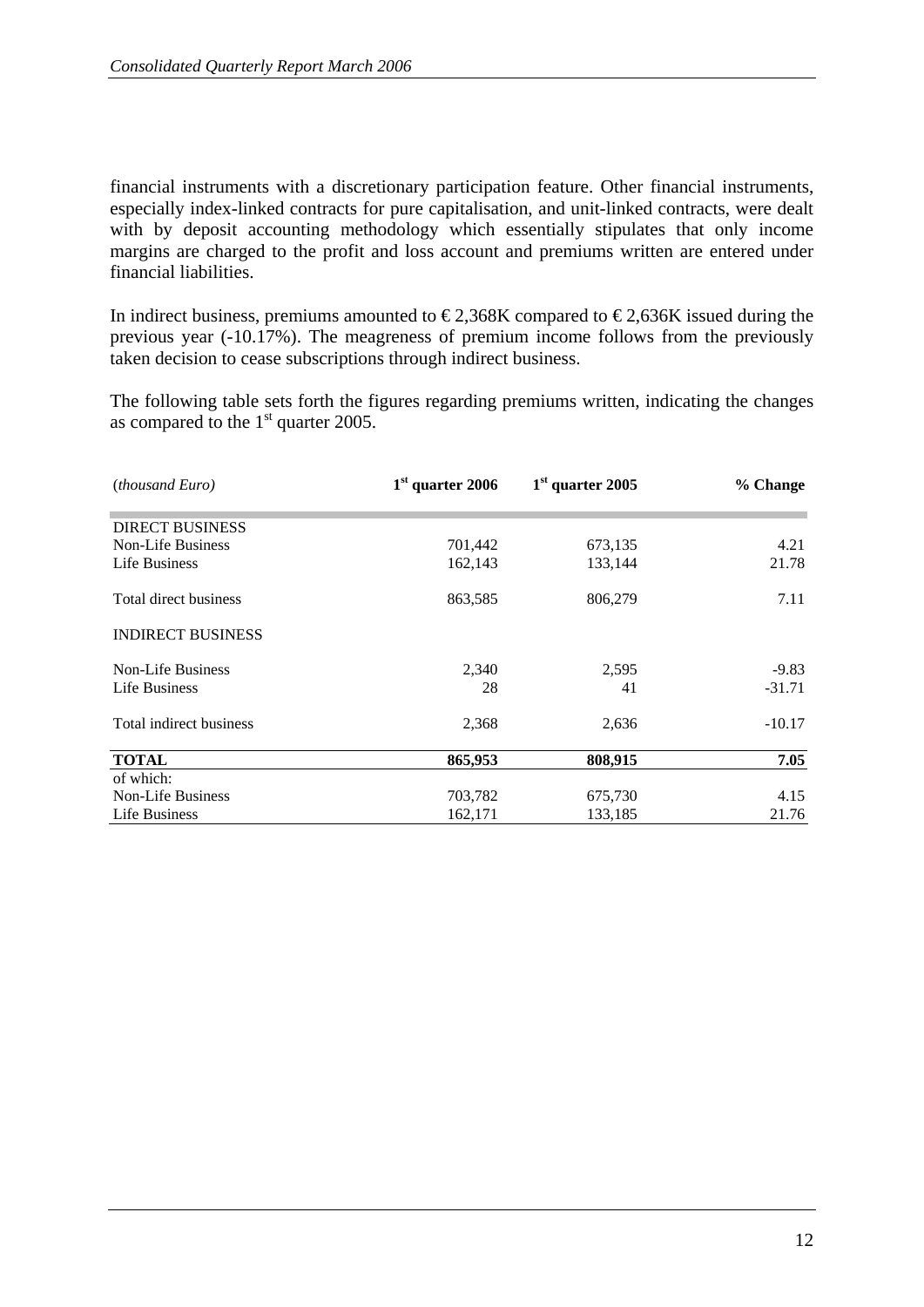financial instruments with a discretionary participation feature. Other financial instruments, especially index-linked contracts for pure capitalisation, and unit-linked contracts, were dealt with by deposit accounting methodology which essentially stipulates that only income margins are charged to the profit and loss account and premiums written are entered under financial liabilities.

In indirect business, premiums amounted to € 2,368K compared to € 2,636K issued during the previous year (-10.17%). The meagreness of premium income follows from the previously taken decision to cease subscriptions through indirect business.

The following table sets forth the figures regarding premiums written, indicating the changes as compared to the 1st quarter 2005.

| (*thousand Euro*) | 1st quarter 2006 | 1st quarter 2005 | % Change |
|---|---|---|---|
| DIRECT BUSINESS | | | |
| Non-Life Business | 701,442 | 673,135 | 4.21 |
| Life Business | 162,143 | 133,144 | 21.78 |
| Total direct business | 863,585 | 806,279 | 7.11 |
| INDIRECT BUSINESS | | | |
| Non-Life Business | 2,340 | 2,595 | -9.83 |
| Life Business | 28 | 41 | -31.71 |
| Total indirect business | 2,368 | 2,636 | -10.17 |
| **TOTAL** | **865,953** | **808,915** | **7.05** |
| of which: | | | |
| Non-Life Business | 703,782 | 675,730 | 4.15 |
| Life Business | 162,171 | 133,185 | 21.76 |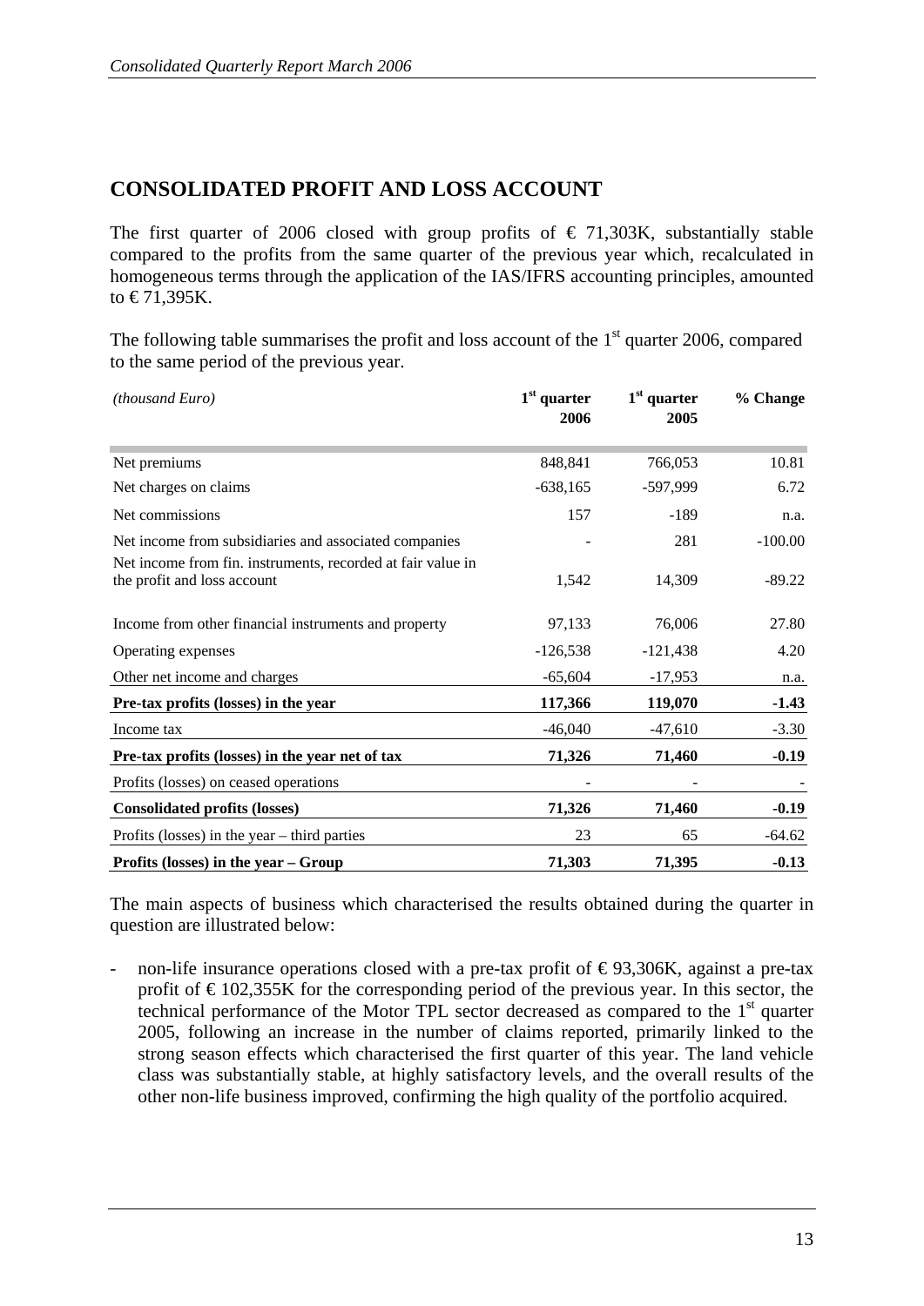## CONSOLIDATED PROFIT AND LOSS ACCOUNT

The first quarter of 2006 closed with group profits of € 71,303K, substantially stable compared to the profits from the same quarter of the previous year which, recalculated in homogeneous terms through the application of the IAS/IFRS accounting principles, amounted to € 71,395K.

The following table summarises the profit and loss account of the 1st quarter 2006, compared to the same period of the previous year.

| *(thousand Euro)* | 1st quarter 2006 | 1st quarter 2005 | % Change |
|---|---|---|---|
| Net premiums | 848,841 | 766,053 | 10.81 |
| Net charges on claims | -638,165 | -597,999 | 6.72 |
| Net commissions | 157 | -189 | n.a. |
| Net income from subsidiaries and associated companies | - | 281 | -100.00 |
| Net income from fin. instruments, recorded at fair value in the profit and loss account | 1,542 | 14,309 | -89.22 |
| Income from other financial instruments and property | 97,133 | 76,006 | 27.80 |
| Operating expenses | -126,538 | -121,438 | 4.20 |
| Other net income and charges | -65,604 | -17,953 | n.a. |
| **Pre-tax profits (losses) in the year** | **117,366** | **119,070** | **-1.43** |
| Income tax | -46,040 | -47,610 | -3.30 |
| **Pre-tax profits (losses) in the year net of tax** | **71,326** | **71,460** | **-0.19** |
| Profits (losses) on ceased operations | - | - | - |
| **Consolidated profits (losses)** | **71,326** | **71,460** | **-0.19** |
| Profits (losses) in the year – third parties | 23 | 65 | -64.62 |
| **Profits (losses) in the year – Group** | **71,303** | **71,395** | **-0.13** |

The main aspects of business which characterised the results obtained during the quarter in question are illustrated below:

- non-life insurance operations closed with a pre-tax profit of € 93,306K, against a pre-tax profit of € 102,355K for the corresponding period of the previous year. In this sector, the technical performance of the Motor TPL sector decreased as compared to the 1st quarter 2005, following an increase in the number of claims reported, primarily linked to the strong season effects which characterised the first quarter of this year. The land vehicle class was substantially stable, at highly satisfactory levels, and the overall results of the other non-life business improved, confirming the high quality of the portfolio acquired.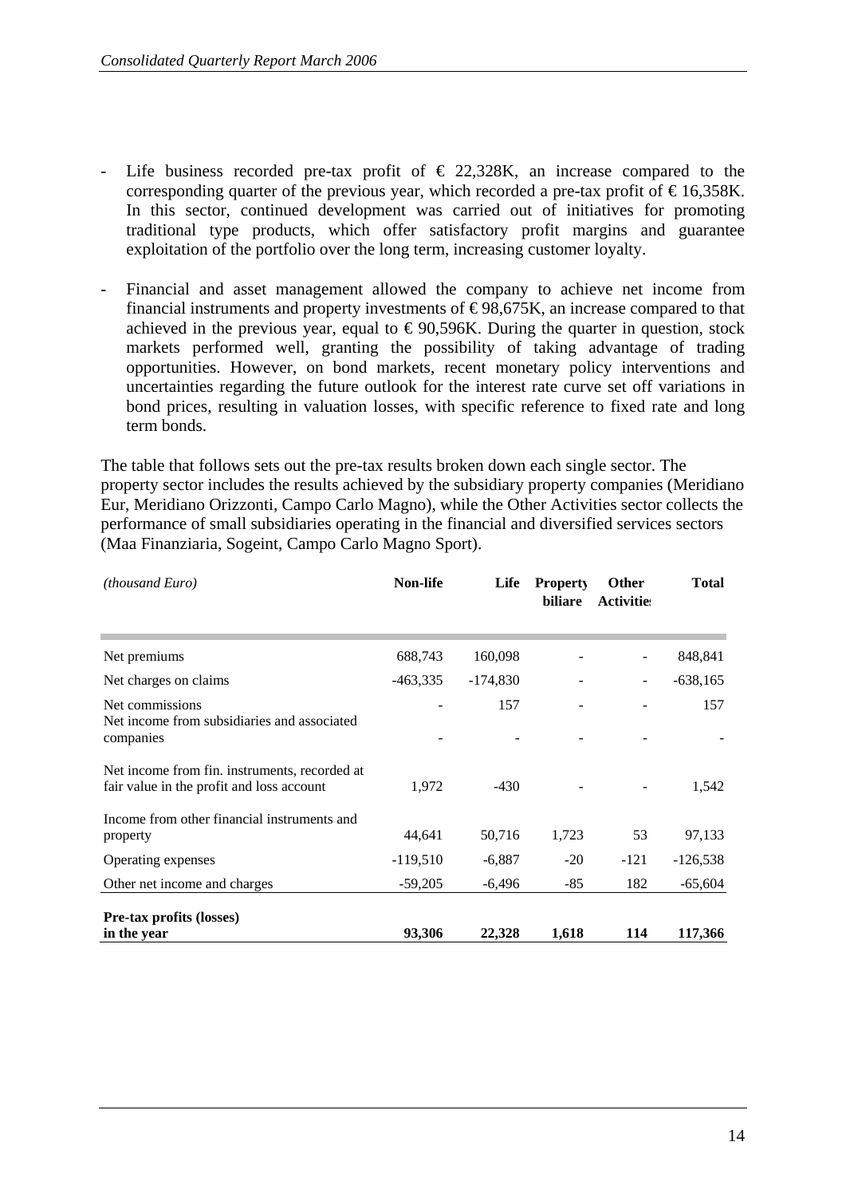- Life business recorded pre-tax profit of € 22,328K, an increase compared to the corresponding quarter of the previous year, which recorded a pre-tax profit of € 16,358K. In this sector, continued development was carried out of initiatives for promoting traditional type products, which offer satisfactory profit margins and guarantee exploitation of the portfolio over the long term, increasing customer loyalty.

- Financial and asset management allowed the company to achieve net income from financial instruments and property investments of € 98,675K, an increase compared to that achieved in the previous year, equal to € 90,596K. During the quarter in question, stock markets performed well, granting the possibility of taking advantage of trading opportunities. However, on bond markets, recent monetary policy interventions and uncertainties regarding the future outlook for the interest rate curve set off variations in bond prices, resulting in valuation losses, with specific reference to fixed rate and long term bonds.

The table that follows sets out the pre-tax results broken down each single sector. The property sector includes the results achieved by the subsidiary property companies (Meridiano Eur, Meridiano Orizzonti, Campo Carlo Magno), while the Other Activities sector collects the performance of small subsidiaries operating in the financial and diversified services sectors (Maa Finanziaria, Sogeint, Campo Carlo Magno Sport).

| *(thousand Euro)* | **Non-life** | **Life** | **Property biliare** | **Other Activities** | **Total** |
|---|---|---|---|---|---|
| Net premiums | 688,743 | 160,098 | - | - | 848,841 |
| Net charges on claims | -463,335 | -174,830 | - | - | -638,165 |
| Net commissions | - | 157 | - | - | 157 |
| Net income from subsidiaries and associated companies | - | - | - | - | - |
| Net income from fin. instruments, recorded at fair value in the profit and loss account | 1,972 | -430 | - | - | 1,542 |
| Income from other financial instruments and property | 44,641 | 50,716 | 1,723 | 53 | 97,133 |
| Operating expenses | -119,510 | -6,887 | -20 | -121 | -126,538 |
| Other net income and charges | -59,205 | -6,496 | -85 | 182 | -65,604 |
| **Pre-tax profits (losses) in the year** | **93,306** | **22,328** | **1,618** | **114** | **117,366** |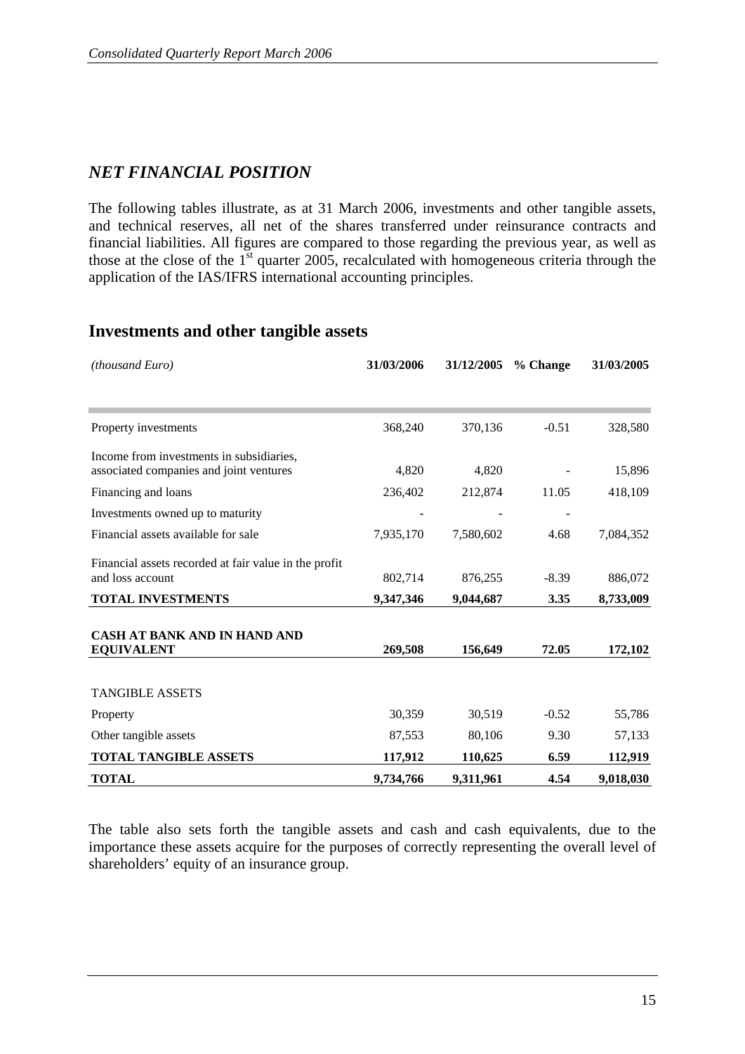## *NET FINANCIAL POSITION*

The following tables illustrate, as at 31 March 2006, investments and other tangible assets, and technical reserves, all net of the shares transferred under reinsurance contracts and financial liabilities. All figures are compared to those regarding the previous year, as well as those at the close of the 1st quarter 2005, recalculated with homogeneous criteria through the application of the IAS/IFRS international accounting principles.

### Investments and other tangible assets

| *(thousand Euro)* | **31/03/2006** | **31/12/2005** | **% Change** | **31/03/2005** |
|---|---|---|---|---|
| Property investments | 368,240 | 370,136 | -0.51 | 328,580 |
| Income from investments in subsidiaries, associated companies and joint ventures | 4,820 | 4,820 | - | 15,896 |
| Financing and loans | 236,402 | 212,874 | 11.05 | 418,109 |
| Investments owned up to maturity | - | - | - | |
| Financial assets available for sale | 7,935,170 | 7,580,602 | 4.68 | 7,084,352 |
| Financial assets recorded at fair value in the profit and loss account | 802,714 | 876,255 | -8.39 | 886,072 |
| **TOTAL INVESTMENTS** | **9,347,346** | **9,044,687** | **3.35** | **8,733,009** |
| **CASH AT BANK AND IN HAND AND EQUIVALENT** | **269,508** | **156,649** | **72.05** | **172,102** |
| TANGIBLE ASSETS | | | | |
| Property | 30,359 | 30,519 | -0.52 | 55,786 |
| Other tangible assets | 87,553 | 80,106 | 9.30 | 57,133 |
| **TOTAL TANGIBLE ASSETS** | **117,912** | **110,625** | **6.59** | **112,919** |
| **TOTAL** | **9,734,766** | **9,311,961** | **4.54** | **9,018,030** |

The table also sets forth the tangible assets and cash and cash equivalents, due to the importance these assets acquire for the purposes of correctly representing the overall level of shareholders' equity of an insurance group.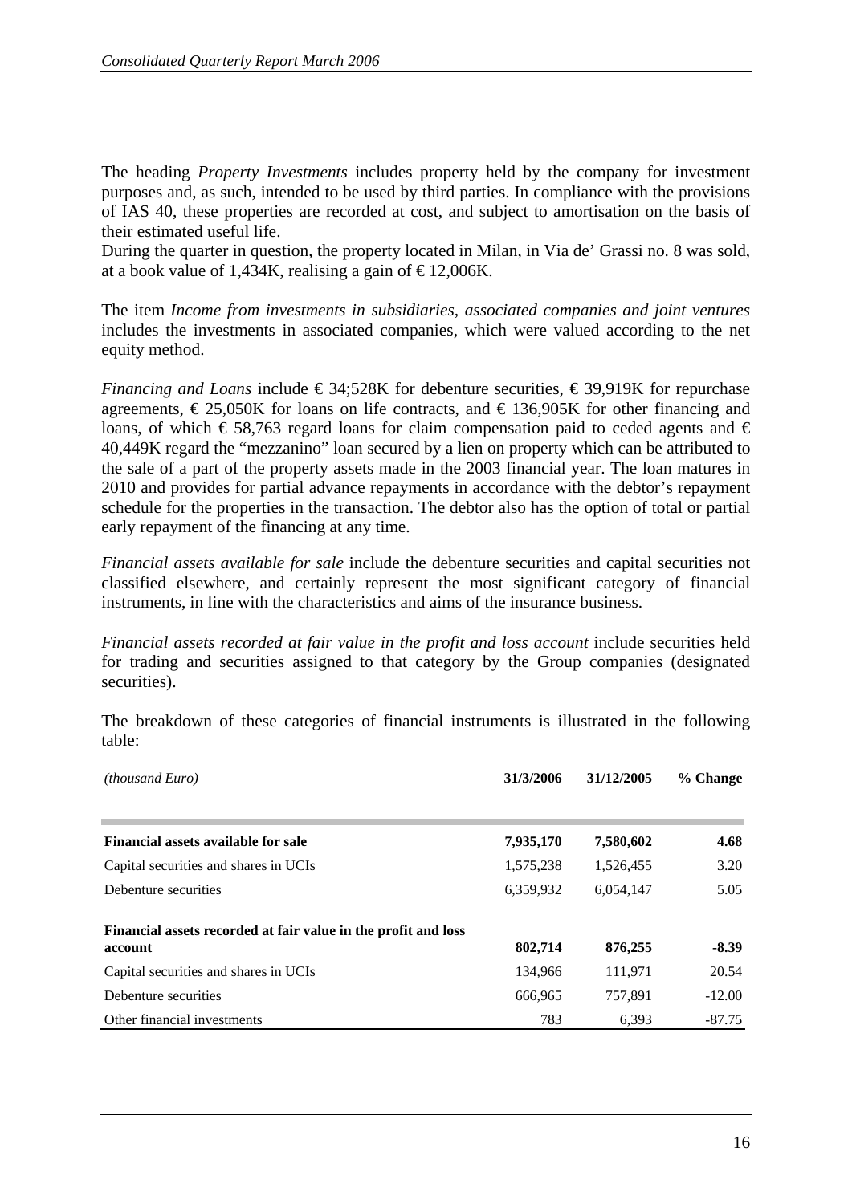The heading *Property Investments* includes property held by the company for investment purposes and, as such, intended to be used by third parties. In compliance with the provisions of IAS 40, these properties are recorded at cost, and subject to amortisation on the basis of their estimated useful life.
During the quarter in question, the property located in Milan, in Via de' Grassi no. 8 was sold, at a book value of 1,434K, realising a gain of € 12,006K.

The item *Income from investments in subsidiaries, associated companies and joint ventures* includes the investments in associated companies, which were valued according to the net equity method.

*Financing and Loans* include € 34;528K for debenture securities, € 39,919K for repurchase agreements, € 25,050K for loans on life contracts, and € 136,905K for other financing and loans, of which € 58,763 regard loans for claim compensation paid to ceded agents and € 40,449K regard the "mezzanino" loan secured by a lien on property which can be attributed to the sale of a part of the property assets made in the 2003 financial year. The loan matures in 2010 and provides for partial advance repayments in accordance with the debtor's repayment schedule for the properties in the transaction. The debtor also has the option of total or partial early repayment of the financing at any time.

*Financial assets available for sale* include the debenture securities and capital securities not classified elsewhere, and certainly represent the most significant category of financial instruments, in line with the characteristics and aims of the insurance business.

*Financial assets recorded at fair value in the profit and loss account* include securities held for trading and securities assigned to that category by the Group companies (designated securities).

The breakdown of these categories of financial instruments is illustrated in the following table:

| *(thousand Euro)* | 31/3/2006 | 31/12/2005 | % Change |
|---|---|---|---|
| **Financial assets available for sale** | **7,935,170** | **7,580,602** | **4.68** |
| Capital securities and shares in UCIs | 1,575,238 | 1,526,455 | 3.20 |
| Debenture securities | 6,359,932 | 6,054,147 | 5.05 |
| **Financial assets recorded at fair value in the profit and loss account** | **802,714** | **876,255** | **-8.39** |
| Capital securities and shares in UCIs | 134,966 | 111,971 | 20.54 |
| Debenture securities | 666,965 | 757,891 | -12.00 |
| Other financial investments | 783 | 6,393 | -87.75 |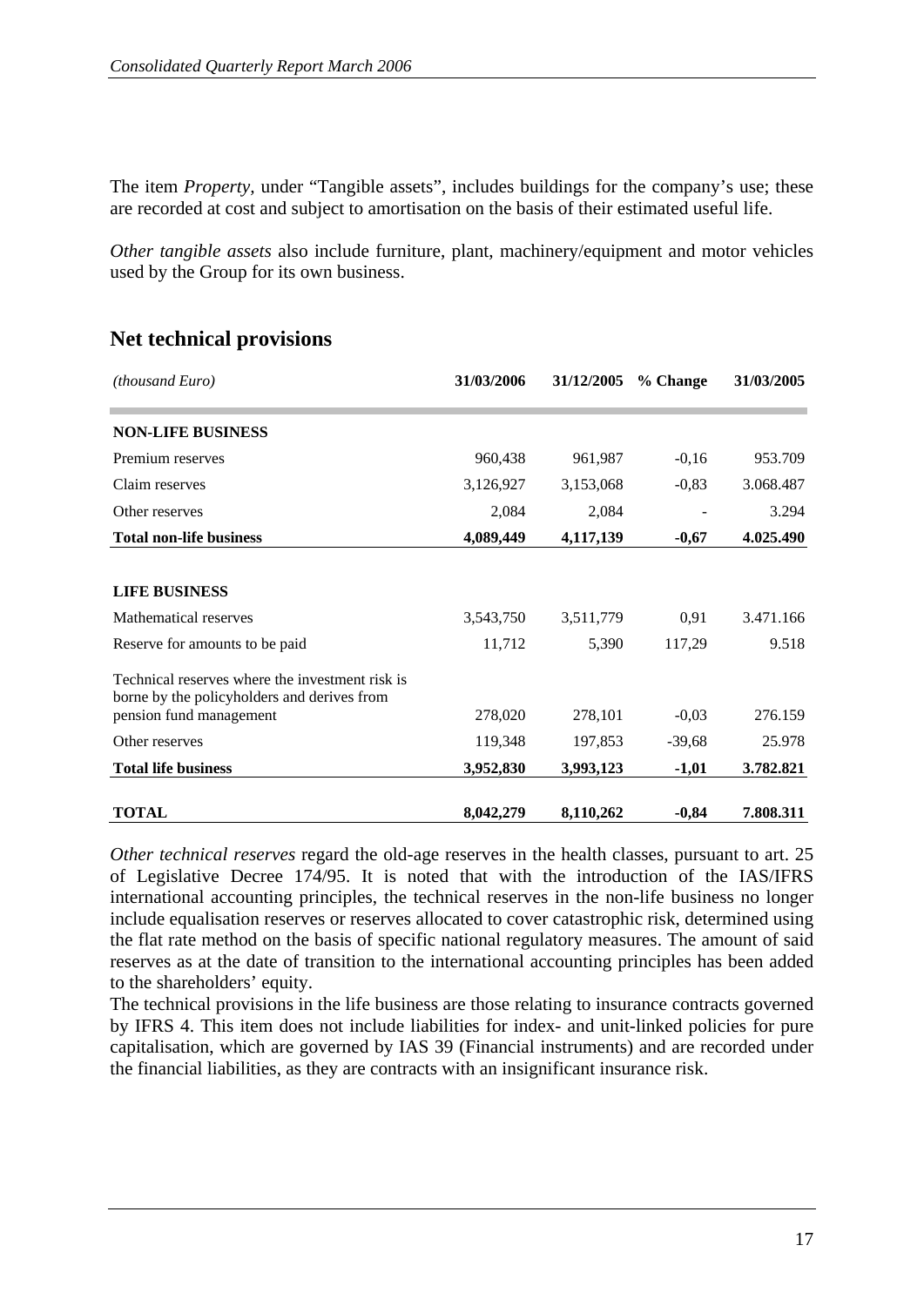The item *Property,* under "Tangible assets", includes buildings for the company's use; these are recorded at cost and subject to amortisation on the basis of their estimated useful life.

*Other tangible assets* also include furniture, plant, machinery/equipment and motor vehicles used by the Group for its own business.

## Net technical provisions

| *(thousand Euro)* | 31/03/2006 | 31/12/2005 | % Change | 31/03/2005 |
|---|---|---|---|---|
| **NON-LIFE BUSINESS** | | | | |
| Premium reserves | 960,438 | 961,987 | -0,16 | 953.709 |
| Claim reserves | 3,126,927 | 3,153,068 | -0,83 | 3.068.487 |
| Other reserves | 2,084 | 2,084 | - | 3.294 |
| **Total non-life business** | **4,089,449** | **4,117,139** | **-0,67** | **4.025.490** |
| **LIFE BUSINESS** | | | | |
| Mathematical reserves | 3,543,750 | 3,511,779 | 0,91 | 3.471.166 |
| Reserve for amounts to be paid | 11,712 | 5,390 | 117,29 | 9.518 |
| Technical reserves where the investment risk is borne by the policyholders and derives from pension fund management | 278,020 | 278,101 | -0,03 | 276.159 |
| Other reserves | 119,348 | 197,853 | -39,68 | 25.978 |
| **Total life business** | **3,952,830** | **3,993,123** | **-1,01** | **3.782.821** |
| **TOTAL** | **8,042,279** | **8,110,262** | **-0,84** | **7.808.311** |

*Other technical reserves* regard the old-age reserves in the health classes, pursuant to art. 25 of Legislative Decree 174/95. It is noted that with the introduction of the IAS/IFRS international accounting principles, the technical reserves in the non-life business no longer include equalisation reserves or reserves allocated to cover catastrophic risk, determined using the flat rate method on the basis of specific national regulatory measures. The amount of said reserves as at the date of transition to the international accounting principles has been added to the shareholders' equity.

The technical provisions in the life business are those relating to insurance contracts governed by IFRS 4. This item does not include liabilities for index- and unit-linked policies for pure capitalisation, which are governed by IAS 39 (Financial instruments) and are recorded under the financial liabilities, as they are contracts with an insignificant insurance risk.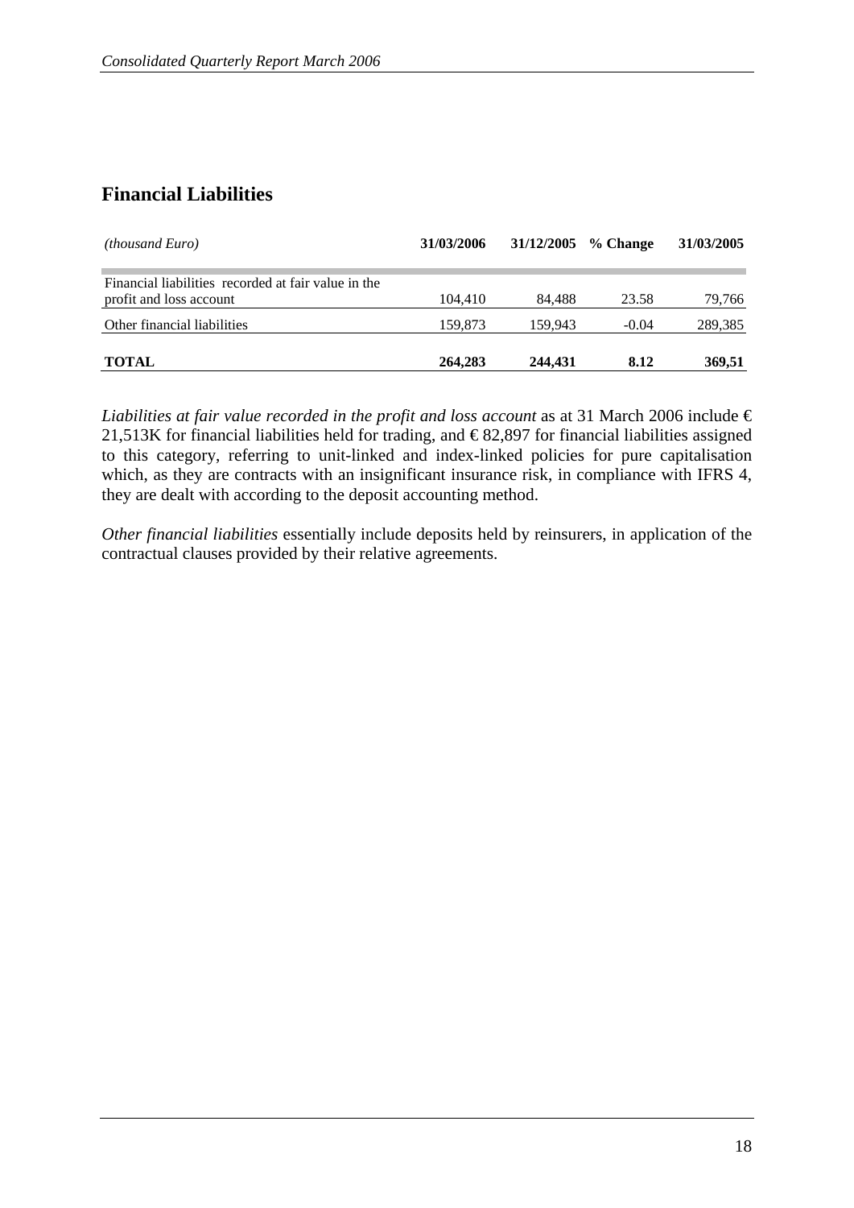## Financial Liabilities

| *(thousand Euro)* | 31/03/2006 | 31/12/2005 | % Change | 31/03/2005 |
|---|---|---|---|---|
| Financial liabilities recorded at fair value in the profit and loss account | 104,410 | 84,488 | 23.58 | 79,766 |
| Other financial liabilities | 159,873 | 159,943 | -0.04 | 289,385 |
| **TOTAL** | **264,283** | **244,431** | **8.12** | **369,51** |

*Liabilities at fair value recorded in the profit and loss account* as at 31 March 2006 include € 21,513K for financial liabilities held for trading, and € 82,897 for financial liabilities assigned to this category, referring to unit-linked and index-linked policies for pure capitalisation which, as they are contracts with an insignificant insurance risk, in compliance with IFRS 4, they are dealt with according to the deposit accounting method.

*Other financial liabilities* essentially include deposits held by reinsurers, in application of the contractual clauses provided by their relative agreements.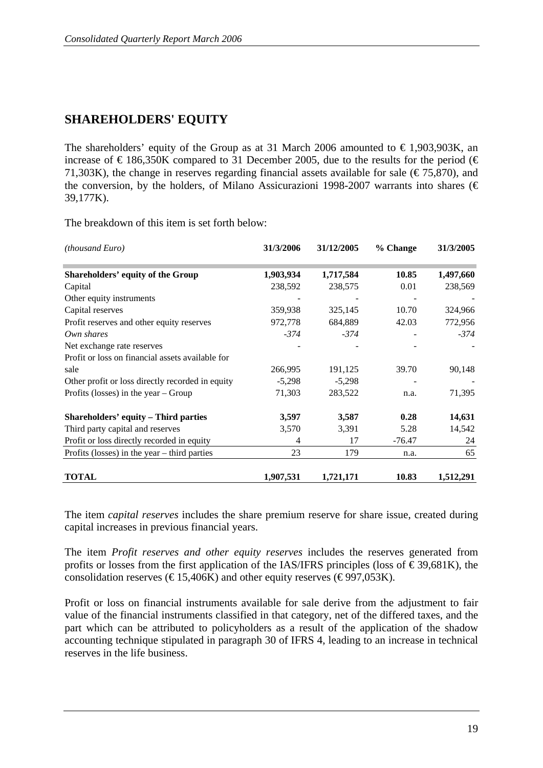## SHAREHOLDERS' EQUITY

The shareholders' equity of the Group as at 31 March 2006 amounted to € 1,903,903K, an increase of € 186,350K compared to 31 December 2005, due to the results for the period (€ 71,303K), the change in reserves regarding financial assets available for sale (€ 75,870), and the conversion, by the holders, of Milano Assicurazioni 1998-2007 warrants into shares (€ 39,177K).

The breakdown of this item is set forth below:

| *(thousand Euro)* | 31/3/2006 | 31/12/2005 | % Change | 31/3/2005 |
|---|---|---|---|---|
| **Shareholders' equity of the Group** | **1,903,934** | **1,717,584** | **10.85** | **1,497,660** |
| Capital | 238,592 | 238,575 | 0.01 | 238,569 |
| Other equity instruments | - | - | - | - |
| Capital reserves | 359,938 | 325,145 | 10.70 | 324,966 |
| Profit reserves and other equity reserves | 972,778 | 684,889 | 42.03 | 772,956 |
| *Own shares* | *-374* | *-374* | - | *-374* |
| Net exchange rate reserves | - | - | - | - |
| Profit or loss on financial assets available for sale | 266,995 | 191,125 | 39.70 | 90,148 |
| Other profit or loss directly recorded in equity | -5,298 | -5,298 | - | - |
| Profits (losses) in the year – Group | 71,303 | 283,522 | n.a. | 71,395 |
| **Shareholders' equity – Third parties** | **3,597** | **3,587** | **0.28** | **14,631** |
| Third party capital and reserves | 3,570 | 3,391 | 5.28 | 14,542 |
| Profit or loss directly recorded in equity | 4 | 17 | -76.47 | 24 |
| Profits (losses) in the year – third parties | 23 | 179 | n.a. | 65 |
| **TOTAL** | **1,907,531** | **1,721,171** | **10.83** | **1,512,291** |

The item *capital reserves* includes the share premium reserve for share issue, created during capital increases in previous financial years.

The item *Profit reserves and other equity reserves* includes the reserves generated from profits or losses from the first application of the IAS/IFRS principles (loss of € 39,681K), the consolidation reserves (€ 15,406K) and other equity reserves (€ 997,053K).

Profit or loss on financial instruments available for sale derive from the adjustment to fair value of the financial instruments classified in that category, net of the differed taxes, and the part which can be attributed to policyholders as a result of the application of the shadow accounting technique stipulated in paragraph 30 of IFRS 4, leading to an increase in technical reserves in the life business.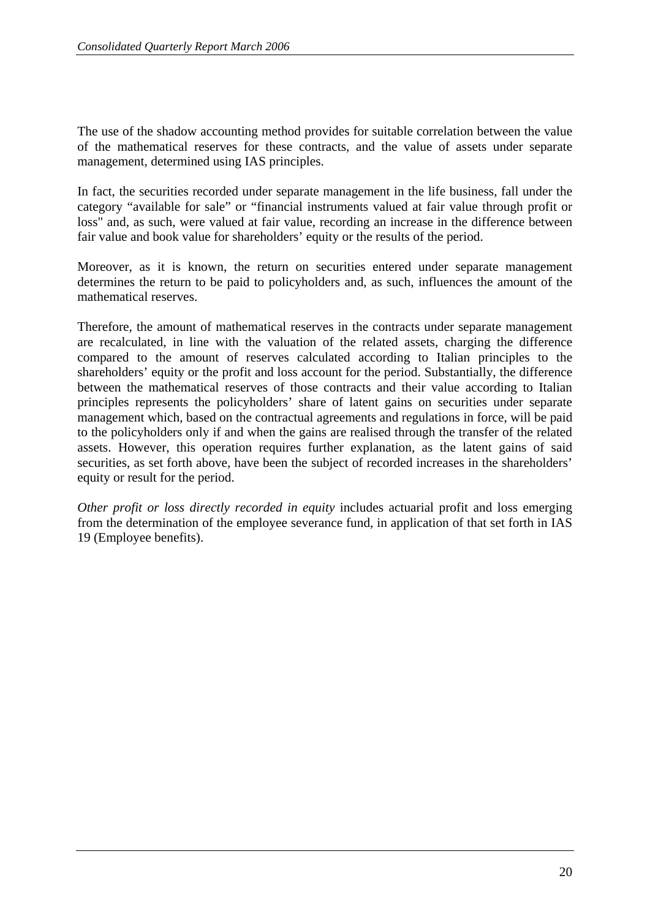The use of the shadow accounting method provides for suitable correlation between the value of the mathematical reserves for these contracts, and the value of assets under separate management, determined using IAS principles.

In fact, the securities recorded under separate management in the life business, fall under the category "available for sale" or "financial instruments valued at fair value through profit or loss" and, as such, were valued at fair value, recording an increase in the difference between fair value and book value for shareholders' equity or the results of the period.

Moreover, as it is known, the return on securities entered under separate management determines the return to be paid to policyholders and, as such, influences the amount of the mathematical reserves.

Therefore, the amount of mathematical reserves in the contracts under separate management are recalculated, in line with the valuation of the related assets, charging the difference compared to the amount of reserves calculated according to Italian principles to the shareholders' equity or the profit and loss account for the period. Substantially, the difference between the mathematical reserves of those contracts and their value according to Italian principles represents the policyholders' share of latent gains on securities under separate management which, based on the contractual agreements and regulations in force, will be paid to the policyholders only if and when the gains are realised through the transfer of the related assets. However, this operation requires further explanation, as the latent gains of said securities, as set forth above, have been the subject of recorded increases in the shareholders' equity or result for the period.

*Other profit or loss directly recorded in equity* includes actuarial profit and loss emerging from the determination of the employee severance fund, in application of that set forth in IAS 19 (Employee benefits).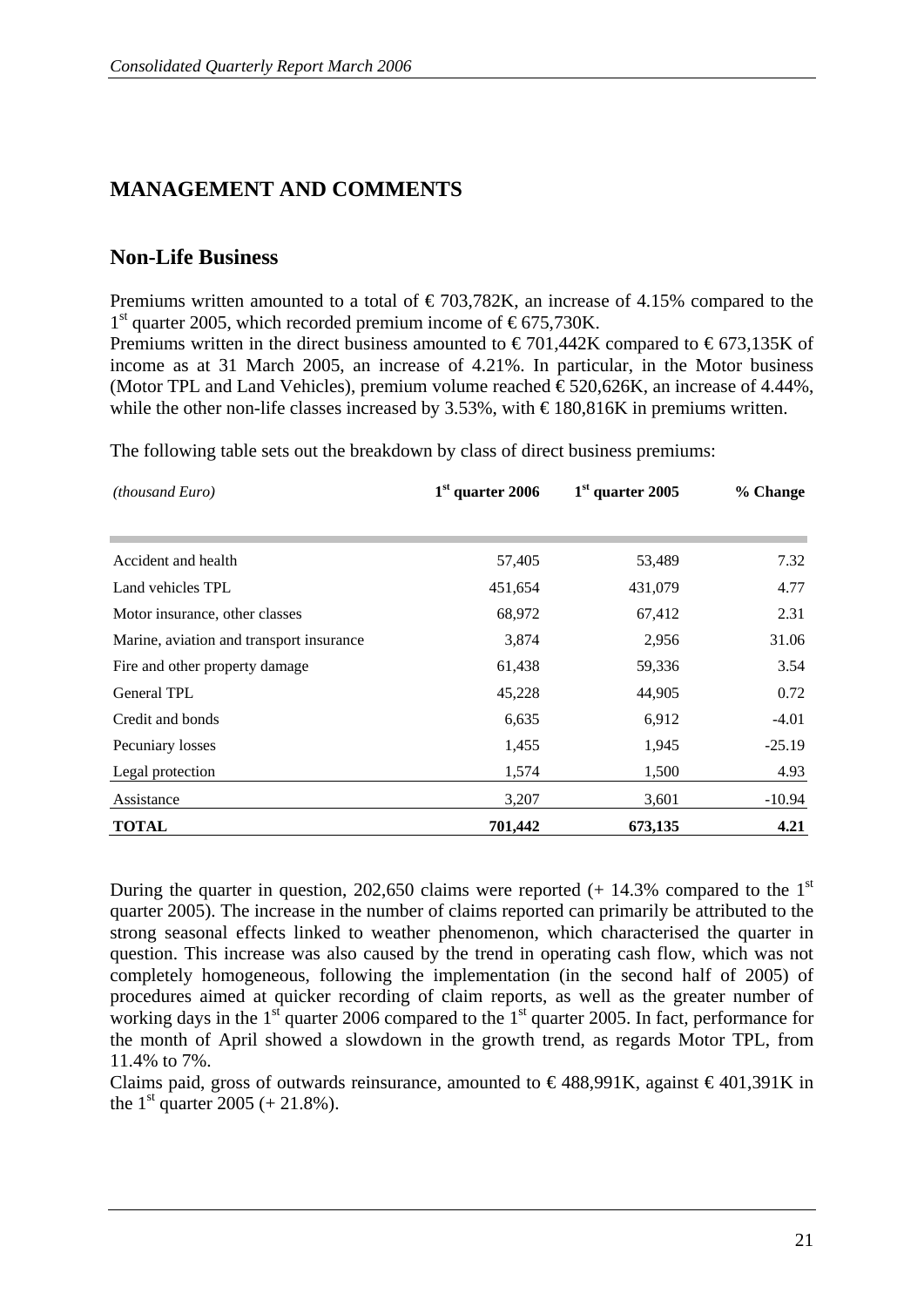## MANAGEMENT AND COMMENTS

### Non-Life Business

Premiums written amounted to a total of € 703,782K, an increase of 4.15% compared to the 1st quarter 2005, which recorded premium income of € 675,730K.
Premiums written in the direct business amounted to € 701,442K compared to € 673,135K of income as at 31 March 2005, an increase of 4.21%. In particular, in the Motor business (Motor TPL and Land Vehicles), premium volume reached € 520,626K, an increase of 4.44%, while the other non-life classes increased by 3.53%, with € 180,816K in premiums written.

The following table sets out the breakdown by class of direct business premiums:

| *(thousand Euro)* | 1st quarter 2006 | 1st quarter 2005 | % Change |
|---|---|---|---|
| Accident and health | 57,405 | 53,489 | 7.32 |
| Land vehicles TPL | 451,654 | 431,079 | 4.77 |
| Motor insurance, other classes | 68,972 | 67,412 | 2.31 |
| Marine, aviation and transport insurance | 3,874 | 2,956 | 31.06 |
| Fire and other property damage | 61,438 | 59,336 | 3.54 |
| General TPL | 45,228 | 44,905 | 0.72 |
| Credit and bonds | 6,635 | 6,912 | -4.01 |
| Pecuniary losses | 1,455 | 1,945 | -25.19 |
| Legal protection | 1,574 | 1,500 | 4.93 |
| Assistance | 3,207 | 3,601 | -10.94 |
| **TOTAL** | **701,442** | **673,135** | **4.21** |

During the quarter in question, 202,650 claims were reported (+ 14.3% compared to the 1st quarter 2005). The increase in the number of claims reported can primarily be attributed to the strong seasonal effects linked to weather phenomenon, which characterised the quarter in question. This increase was also caused by the trend in operating cash flow, which was not completely homogeneous, following the implementation (in the second half of 2005) of procedures aimed at quicker recording of claim reports, as well as the greater number of working days in the 1st quarter 2006 compared to the 1st quarter 2005. In fact, performance for the month of April showed a slowdown in the growth trend, as regards Motor TPL, from 11.4% to 7%.
Claims paid, gross of outwards reinsurance, amounted to € 488,991K, against € 401,391K in the 1st quarter 2005 (+ 21.8%).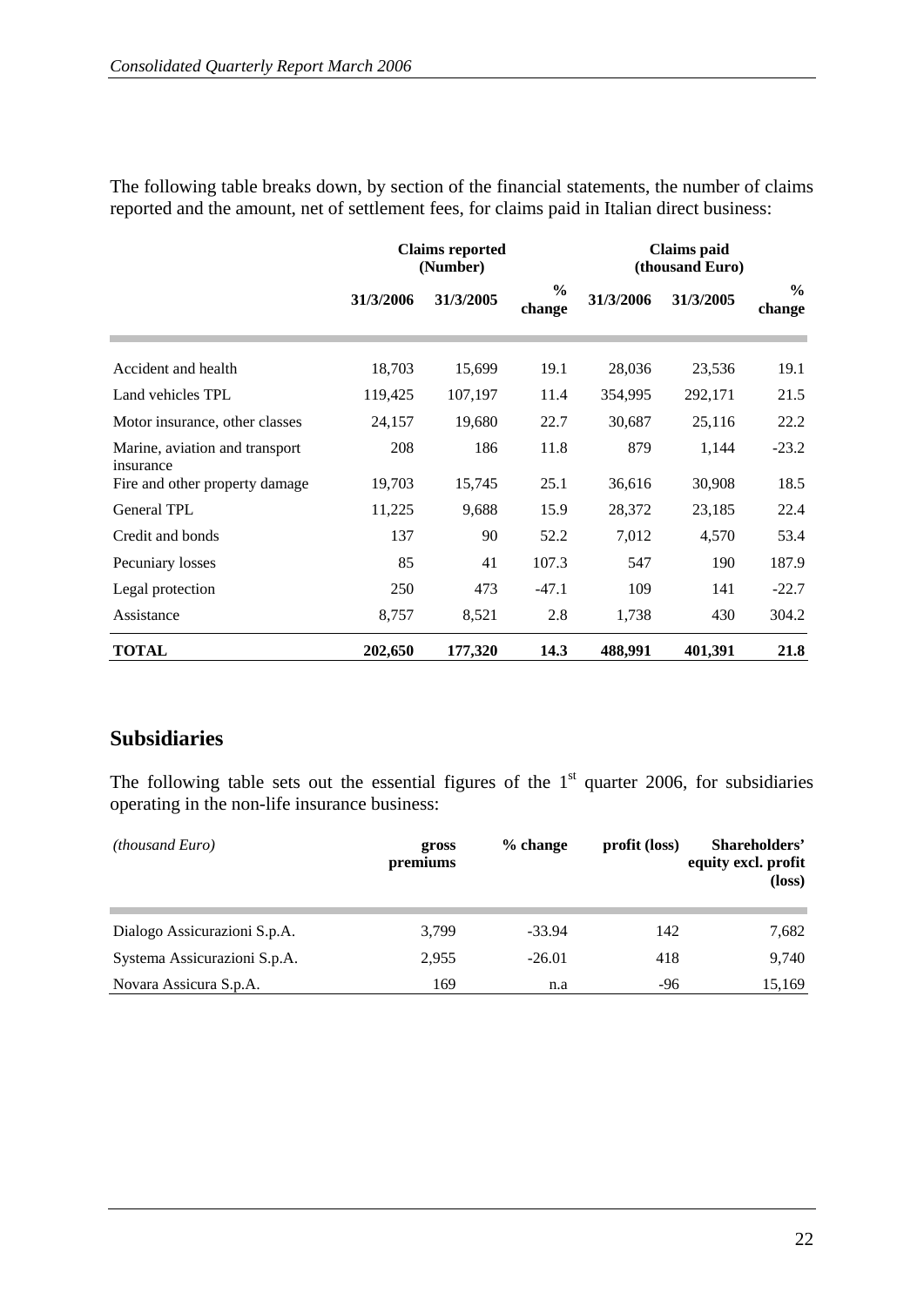The following table breaks down, by section of the financial statements, the number of claims reported and the amount, net of settlement fees, for claims paid in Italian direct business:

| | Claims reported (Number) | | | Claims paid (thousand Euro) | | |
|---|---|---|---|---|---|---|
| | 31/3/2006 | 31/3/2005 | % change | 31/3/2006 | 31/3/2005 | % change |
| Accident and health | 18,703 | 15,699 | 19.1 | 28,036 | 23,536 | 19.1 |
| Land vehicles TPL | 119,425 | 107,197 | 11.4 | 354,995 | 292,171 | 21.5 |
| Motor insurance, other classes | 24,157 | 19,680 | 22.7 | 30,687 | 25,116 | 22.2 |
| Marine, aviation and transport insurance | 208 | 186 | 11.8 | 879 | 1,144 | -23.2 |
| Fire and other property damage | 19,703 | 15,745 | 25.1 | 36,616 | 30,908 | 18.5 |
| General TPL | 11,225 | 9,688 | 15.9 | 28,372 | 23,185 | 22.4 |
| Credit and bonds | 137 | 90 | 52.2 | 7,012 | 4,570 | 53.4 |
| Pecuniary losses | 85 | 41 | 107.3 | 547 | 190 | 187.9 |
| Legal protection | 250 | 473 | -47.1 | 109 | 141 | -22.7 |
| Assistance | 8,757 | 8,521 | 2.8 | 1,738 | 430 | 304.2 |
| **TOTAL** | **202,650** | **177,320** | **14.3** | **488,991** | **401,391** | **21.8** |

## Subsidiaries

The following table sets out the essential figures of the 1st quarter 2006, for subsidiaries operating in the non-life insurance business:

| *(thousand Euro)* | gross premiums | % change | profit (loss) | Shareholders' equity excl. profit (loss) |
|---|---|---|---|---|
| Dialogo Assicurazioni S.p.A. | 3,799 | -33.94 | 142 | 7,682 |
| Systema Assicurazioni S.p.A. | 2,955 | -26.01 | 418 | 9,740 |
| Novara Assicura S.p.A. | 169 | n.a | -96 | 15,169 |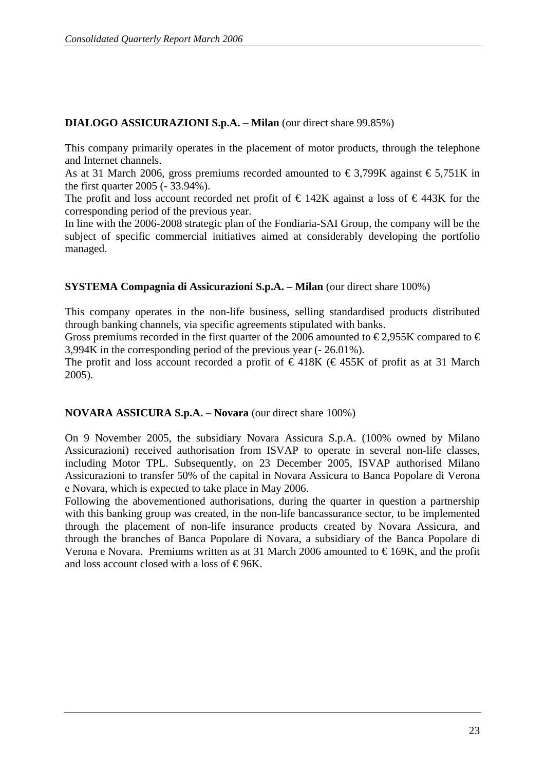**DIALOGO ASSICURAZIONI S.p.A. – Milan** (our direct share 99.85%)

This company primarily operates in the placement of motor products, through the telephone and Internet channels.
As at 31 March 2006, gross premiums recorded amounted to € 3,799K against € 5,751K in the first quarter 2005 (- 33.94%).
The profit and loss account recorded net profit of € 142K against a loss of € 443K for the corresponding period of the previous year.
In line with the 2006-2008 strategic plan of the Fondiaria-SAI Group, the company will be the subject of specific commercial initiatives aimed at considerably developing the portfolio managed.

**SYSTEMA Compagnia di Assicurazioni S.p.A. – Milan** (our direct share 100%)

This company operates in the non-life business, selling standardised products distributed through banking channels, via specific agreements stipulated with banks.
Gross premiums recorded in the first quarter of the 2006 amounted to € 2,955K compared to € 3,994K in the corresponding period of the previous year (- 26.01%).
The profit and loss account recorded a profit of € 418K (€ 455K of profit as at 31 March 2005).

**NOVARA ASSICURA S.p.A. – Novara** (our direct share 100%)

On 9 November 2005, the subsidiary Novara Assicura S.p.A. (100% owned by Milano Assicurazioni) received authorisation from ISVAP to operate in several non-life classes, including Motor TPL. Subsequently, on 23 December 2005, ISVAP authorised Milano Assicurazioni to transfer 50% of the capital in Novara Assicura to Banca Popolare di Verona e Novara, which is expected to take place in May 2006.
Following the abovementioned authorisations, during the quarter in question a partnership with this banking group was created, in the non-life bancassurance sector, to be implemented through the placement of non-life insurance products created by Novara Assicura, and through the branches of Banca Popolare di Novara, a subsidiary of the Banca Popolare di Verona e Novara. Premiums written as at 31 March 2006 amounted to € 169K, and the profit and loss account closed with a loss of € 96K.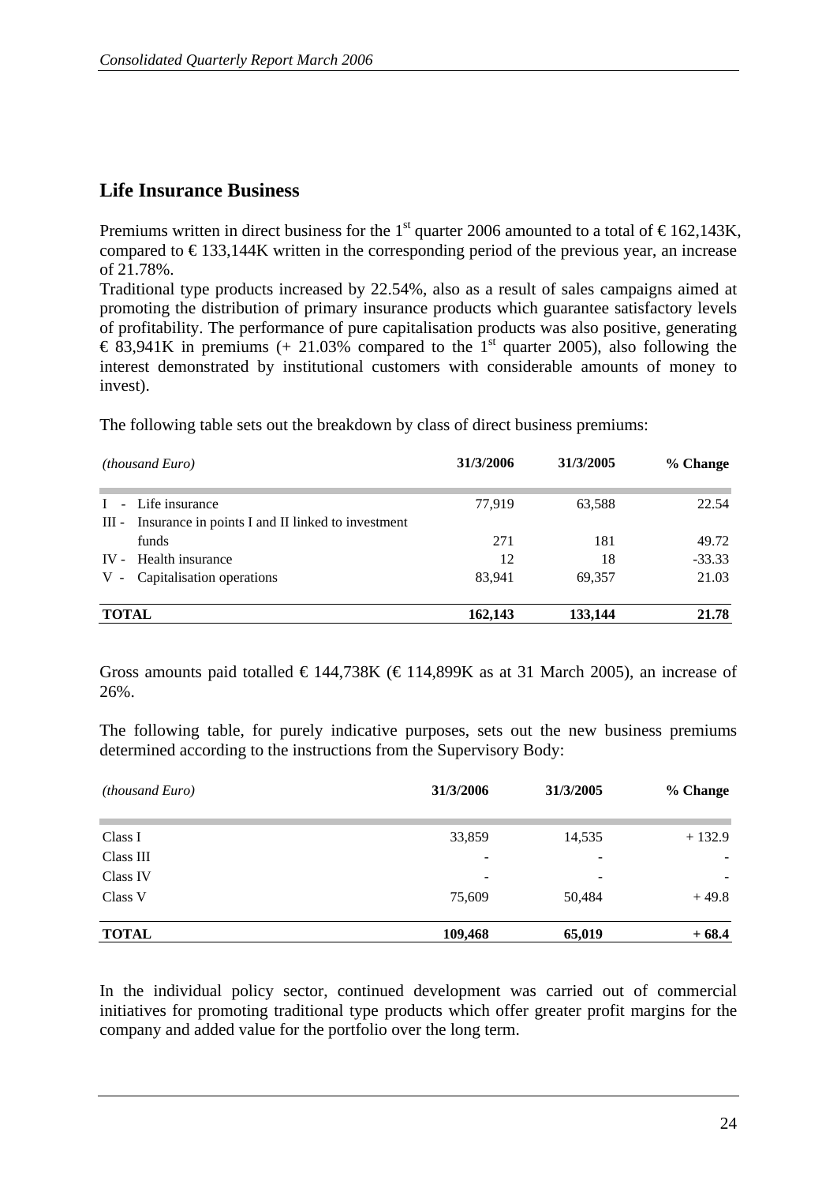## Life Insurance Business

Premiums written in direct business for the 1st quarter 2006 amounted to a total of € 162,143K, compared to € 133,144K written in the corresponding period of the previous year, an increase of 21.78%.
Traditional type products increased by 22.54%, also as a result of sales campaigns aimed at promoting the distribution of primary insurance products which guarantee satisfactory levels of profitability. The performance of pure capitalisation products was also positive, generating € 83,941K in premiums (+ 21.03% compared to the 1st quarter 2005), also following the interest demonstrated by institutional customers with considerable amounts of money to invest).

The following table sets out the breakdown by class of direct business premiums:

| *(thousand Euro)* | 31/3/2006 | 31/3/2005 | % Change |
|---|---|---|---|
| I - Life insurance | 77,919 | 63,588 | 22.54 |
| III - Insurance in points I and II linked to investment funds | 271 | 181 | 49.72 |
| IV - Health insurance | 12 | 18 | -33.33 |
| V - Capitalisation operations | 83,941 | 69,357 | 21.03 |
| **TOTAL** | **162,143** | **133,144** | **21.78** |

Gross amounts paid totalled € 144,738K (€ 114,899K as at 31 March 2005), an increase of 26%.

The following table, for purely indicative purposes, sets out the new business premiums determined according to the instructions from the Supervisory Body:

| *(thousand Euro)* | 31/3/2006 | 31/3/2005 | % Change |
|---|---|---|---|
| Class I | 33,859 | 14,535 | + 132.9 |
| Class III | - | - | - |
| Class IV | - | - | - |
| Class V | 75,609 | 50,484 | + 49.8 |
| **TOTAL** | **109,468** | **65,019** | **+ 68.4** |

In the individual policy sector, continued development was carried out of commercial initiatives for promoting traditional type products which offer greater profit margins for the company and added value for the portfolio over the long term.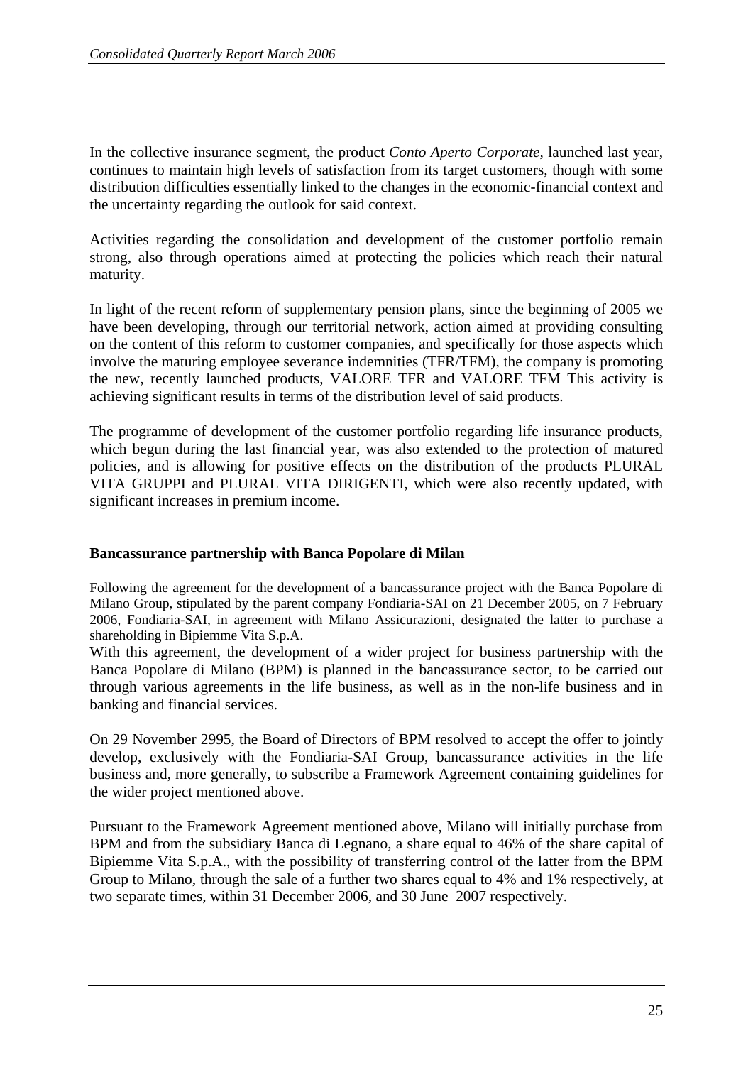In the collective insurance segment, the product *Conto Aperto Corporate*, launched last year, continues to maintain high levels of satisfaction from its target customers, though with some distribution difficulties essentially linked to the changes in the economic-financial context and the uncertainty regarding the outlook for said context.

Activities regarding the consolidation and development of the customer portfolio remain strong, also through operations aimed at protecting the policies which reach their natural maturity.

In light of the recent reform of supplementary pension plans, since the beginning of 2005 we have been developing, through our territorial network, action aimed at providing consulting on the content of this reform to customer companies, and specifically for those aspects which involve the maturing employee severance indemnities (TFR/TFM), the company is promoting the new, recently launched products, VALORE TFR and VALORE TFM This activity is achieving significant results in terms of the distribution level of said products.

The programme of development of the customer portfolio regarding life insurance products, which begun during the last financial year, was also extended to the protection of matured policies, and is allowing for positive effects on the distribution of the products PLURAL VITA GRUPPI and PLURAL VITA DIRIGENTI, which were also recently updated, with significant increases in premium income.

**Bancassurance partnership with Banca Popolare di Milan**

Following the agreement for the development of a bancassurance project with the Banca Popolare di Milano Group, stipulated by the parent company Fondiaria-SAI on 21 December 2005, on 7 February 2006, Fondiaria-SAI, in agreement with Milano Assicurazioni, designated the latter to purchase a shareholding in Bipiemme Vita S.p.A.

With this agreement, the development of a wider project for business partnership with the Banca Popolare di Milano (BPM) is planned in the bancassurance sector, to be carried out through various agreements in the life business, as well as in the non-life business and in banking and financial services.

On 29 November 2995, the Board of Directors of BPM resolved to accept the offer to jointly develop, exclusively with the Fondiaria-SAI Group, bancassurance activities in the life business and, more generally, to subscribe a Framework Agreement containing guidelines for the wider project mentioned above.

Pursuant to the Framework Agreement mentioned above, Milano will initially purchase from BPM and from the subsidiary Banca di Legnano, a share equal to 46% of the share capital of Bipiemme Vita S.p.A., with the possibility of transferring control of the latter from the BPM Group to Milano, through the sale of a further two shares equal to 4% and 1% respectively, at two separate times, within 31 December 2006, and 30 June 2007 respectively.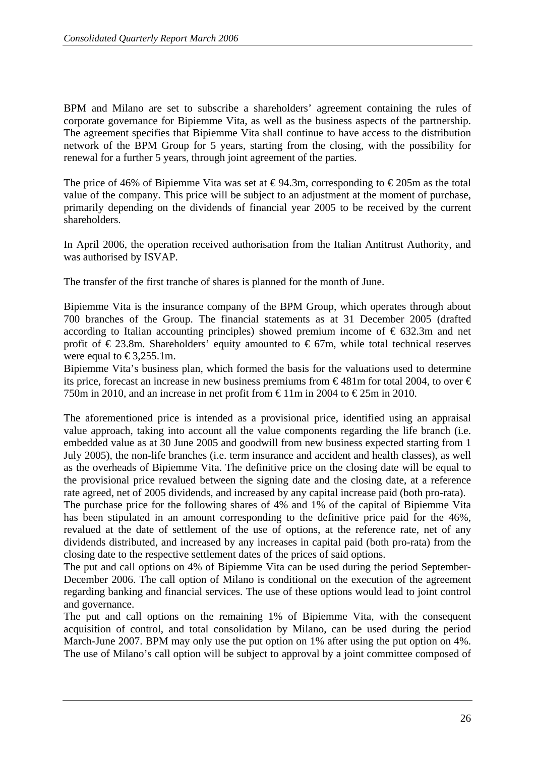BPM and Milano are set to subscribe a shareholders' agreement containing the rules of corporate governance for Bipiemme Vita, as well as the business aspects of the partnership. The agreement specifies that Bipiemme Vita shall continue to have access to the distribution network of the BPM Group for 5 years, starting from the closing, with the possibility for renewal for a further 5 years, through joint agreement of the parties.

The price of 46% of Bipiemme Vita was set at € 94.3m, corresponding to € 205m as the total value of the company. This price will be subject to an adjustment at the moment of purchase, primarily depending on the dividends of financial year 2005 to be received by the current shareholders.

In April 2006, the operation received authorisation from the Italian Antitrust Authority, and was authorised by ISVAP.

The transfer of the first tranche of shares is planned for the month of June.

Bipiemme Vita is the insurance company of the BPM Group, which operates through about 700 branches of the Group. The financial statements as at 31 December 2005 (drafted according to Italian accounting principles) showed premium income of € 632.3m and net profit of € 23.8m. Shareholders' equity amounted to € 67m, while total technical reserves were equal to € 3,255.1m.
Bipiemme Vita's business plan, which formed the basis for the valuations used to determine its price, forecast an increase in new business premiums from € 481m for total 2004, to over € 750m in 2010, and an increase in net profit from € 11m in 2004 to € 25m in 2010.

The aforementioned price is intended as a provisional price, identified using an appraisal value approach, taking into account all the value components regarding the life branch (i.e. embedded value as at 30 June 2005 and goodwill from new business expected starting from 1 July 2005), the non-life branches (i.e. term insurance and accident and health classes), as well as the overheads of Bipiemme Vita. The definitive price on the closing date will be equal to the provisional price revalued between the signing date and the closing date, at a reference rate agreed, net of 2005 dividends, and increased by any capital increase paid (both pro-rata).
The purchase price for the following shares of 4% and 1% of the capital of Bipiemme Vita has been stipulated in an amount corresponding to the definitive price paid for the 46%, revalued at the date of settlement of the use of options, at the reference rate, net of any dividends distributed, and increased by any increases in capital paid (both pro-rata) from the closing date to the respective settlement dates of the prices of said options.
The put and call options on 4% of Bipiemme Vita can be used during the period September-December 2006. The call option of Milano is conditional on the execution of the agreement regarding banking and financial services. The use of these options would lead to joint control and governance.
The put and call options on the remaining 1% of Bipiemme Vita, with the consequent acquisition of control, and total consolidation by Milano, can be used during the period March-June 2007. BPM may only use the put option on 1% after using the put option on 4%. The use of Milano's call option will be subject to approval by a joint committee composed of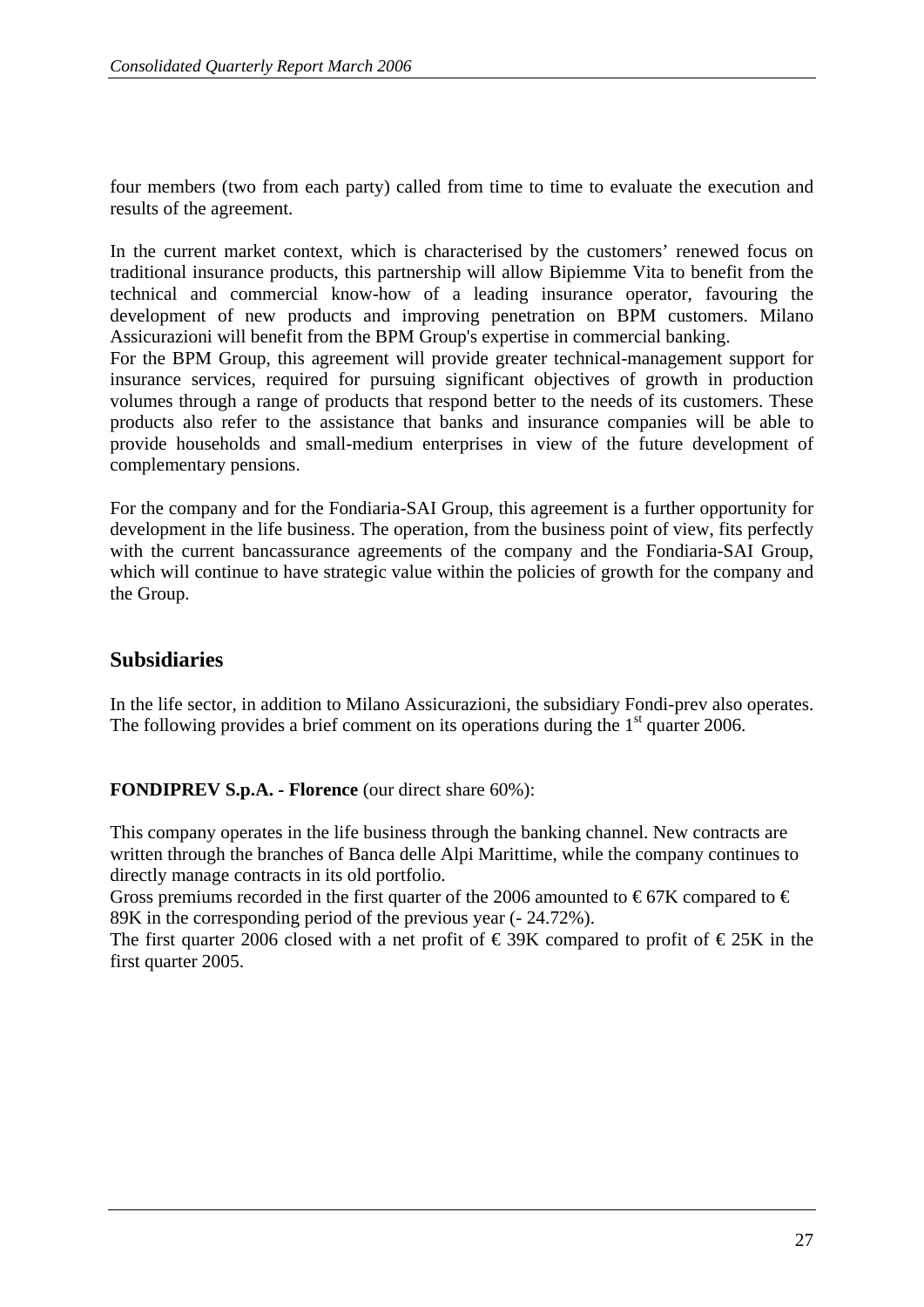four members (two from each party) called from time to time to evaluate the execution and results of the agreement.

In the current market context, which is characterised by the customers' renewed focus on traditional insurance products, this partnership will allow Bipiemme Vita to benefit from the technical and commercial know-how of a leading insurance operator, favouring the development of new products and improving penetration on BPM customers. Milano Assicurazioni will benefit from the BPM Group's expertise in commercial banking.
For the BPM Group, this agreement will provide greater technical-management support for insurance services, required for pursuing significant objectives of growth in production volumes through a range of products that respond better to the needs of its customers. These products also refer to the assistance that banks and insurance companies will be able to provide households and small-medium enterprises in view of the future development of complementary pensions.

For the company and for the Fondiaria-SAI Group, this agreement is a further opportunity for development in the life business. The operation, from the business point of view, fits perfectly with the current bancassurance agreements of the company and the Fondiaria-SAI Group, which will continue to have strategic value within the policies of growth for the company and the Group.

## Subsidiaries

In the life sector, in addition to Milano Assicurazioni, the subsidiary Fondi-prev also operates. The following provides a brief comment on its operations during the 1st quarter 2006.

**FONDIPREV S.p.A. - Florence** (our direct share 60%):

This company operates in the life business through the banking channel. New contracts are written through the branches of Banca delle Alpi Marittime, while the company continues to directly manage contracts in its old portfolio.
Gross premiums recorded in the first quarter of the 2006 amounted to € 67K compared to € 89K in the corresponding period of the previous year (- 24.72%).
The first quarter 2006 closed with a net profit of € 39K compared to profit of € 25K in the first quarter 2005.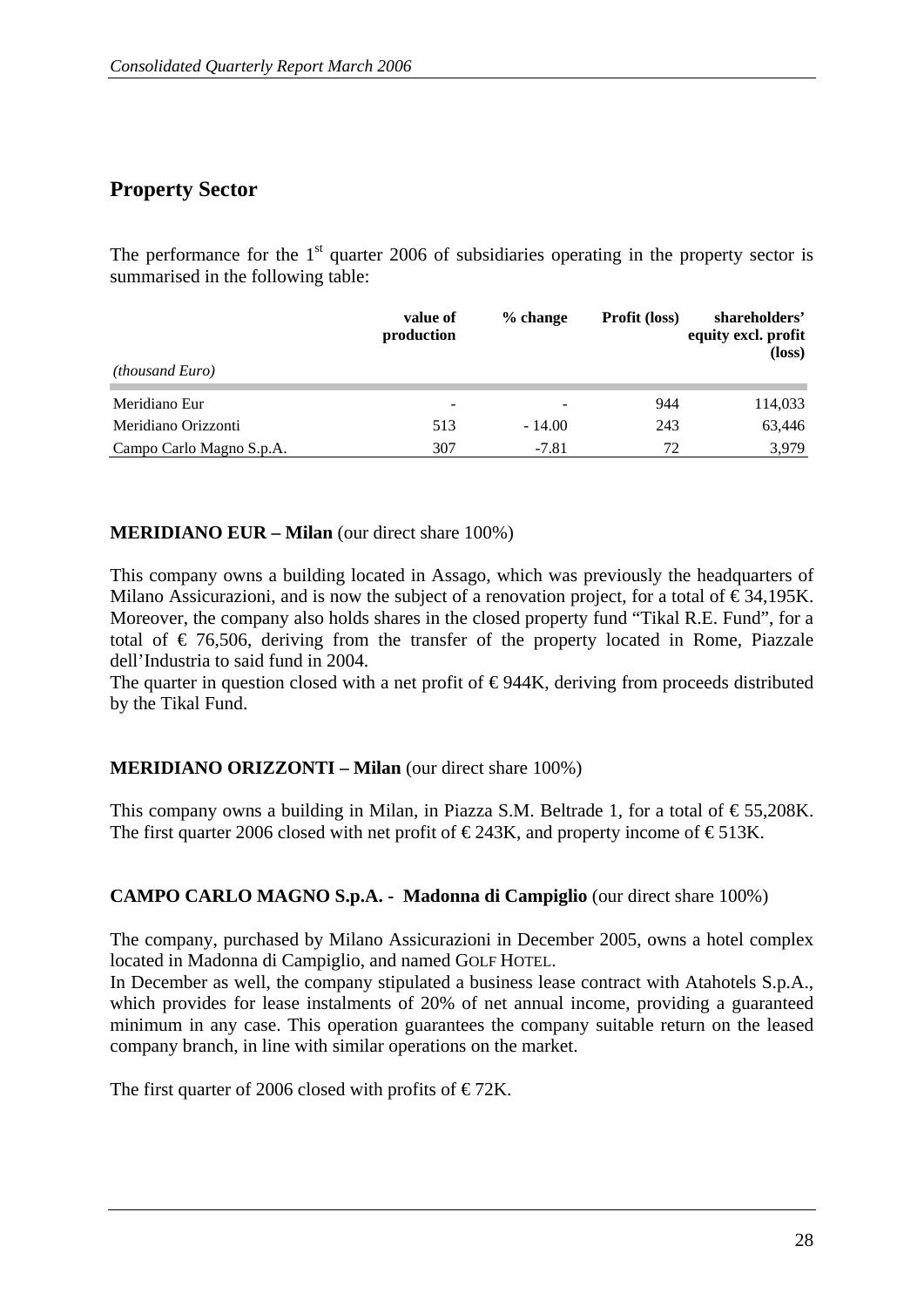## Property Sector

The performance for the 1st quarter 2006 of subsidiaries operating in the property sector is summarised in the following table:

| *(thousand Euro)* | value of production | % change | Profit (loss) | shareholders' equity excl. profit (loss) |
|---|---|---|---|---|
| Meridiano Eur | - | - | 944 | 114,033 |
| Meridiano Orizzonti | 513 | - 14.00 | 243 | 63,446 |
| Campo Carlo Magno S.p.A. | 307 | -7.81 | 72 | 3,979 |

**MERIDIANO EUR – Milan** (our direct share 100%)

This company owns a building located in Assago, which was previously the headquarters of Milano Assicurazioni, and is now the subject of a renovation project, for a total of € 34,195K. Moreover, the company also holds shares in the closed property fund "Tikal R.E. Fund", for a total of € 76,506, deriving from the transfer of the property located in Rome, Piazzale dell'Industria to said fund in 2004.
The quarter in question closed with a net profit of € 944K, deriving from proceeds distributed by the Tikal Fund.

**MERIDIANO ORIZZONTI – Milan** (our direct share 100%)

This company owns a building in Milan, in Piazza S.M. Beltrade 1, for a total of € 55,208K. The first quarter 2006 closed with net profit of € 243K, and property income of € 513K.

**CAMPO CARLO MAGNO S.p.A. - Madonna di Campiglio** (our direct share 100%)

The company, purchased by Milano Assicurazioni in December 2005, owns a hotel complex located in Madonna di Campiglio, and named GOLF HOTEL.
In December as well, the company stipulated a business lease contract with Atahotels S.p.A., which provides for lease instalments of 20% of net annual income, providing a guaranteed minimum in any case. This operation guarantees the company suitable return on the leased company branch, in line with similar operations on the market.

The first quarter of 2006 closed with profits of € 72K.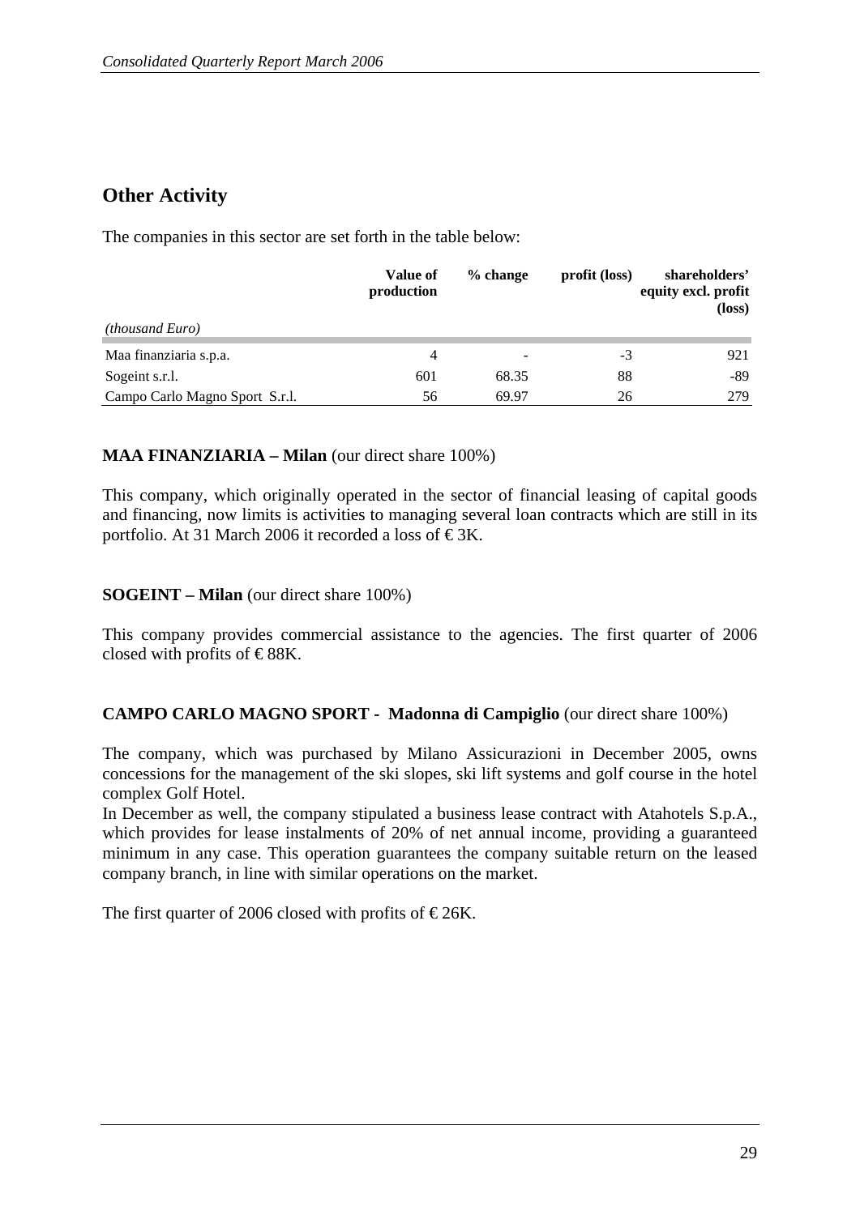## Other Activity

The companies in this sector are set forth in the table below:

| *(thousand Euro)* | Value of production | % change | profit (loss) | shareholders' equity excl. profit (loss) |
|---|---|---|---|---|
| Maa finanziaria s.p.a. | 4 | - | -3 | 921 |
| Sogeint s.r.l. | 601 | 68.35 | 88 | -89 |
| Campo Carlo Magno Sport S.r.l. | 56 | 69.97 | 26 | 279 |

**MAA FINANZIARIA – Milan** (our direct share 100%)

This company, which originally operated in the sector of financial leasing of capital goods and financing, now limits is activities to managing several loan contracts which are still in its portfolio. At 31 March 2006 it recorded a loss of € 3K.

**SOGEINT – Milan** (our direct share 100%)

This company provides commercial assistance to the agencies. The first quarter of 2006 closed with profits of € 88K.

**CAMPO CARLO MAGNO SPORT - Madonna di Campiglio** (our direct share 100%)

The company, which was purchased by Milano Assicurazioni in December 2005, owns concessions for the management of the ski slopes, ski lift systems and golf course in the hotel complex Golf Hotel.
In December as well, the company stipulated a business lease contract with Atahotels S.p.A., which provides for lease instalments of 20% of net annual income, providing a guaranteed minimum in any case. This operation guarantees the company suitable return on the leased company branch, in line with similar operations on the market.

The first quarter of 2006 closed with profits of € 26K.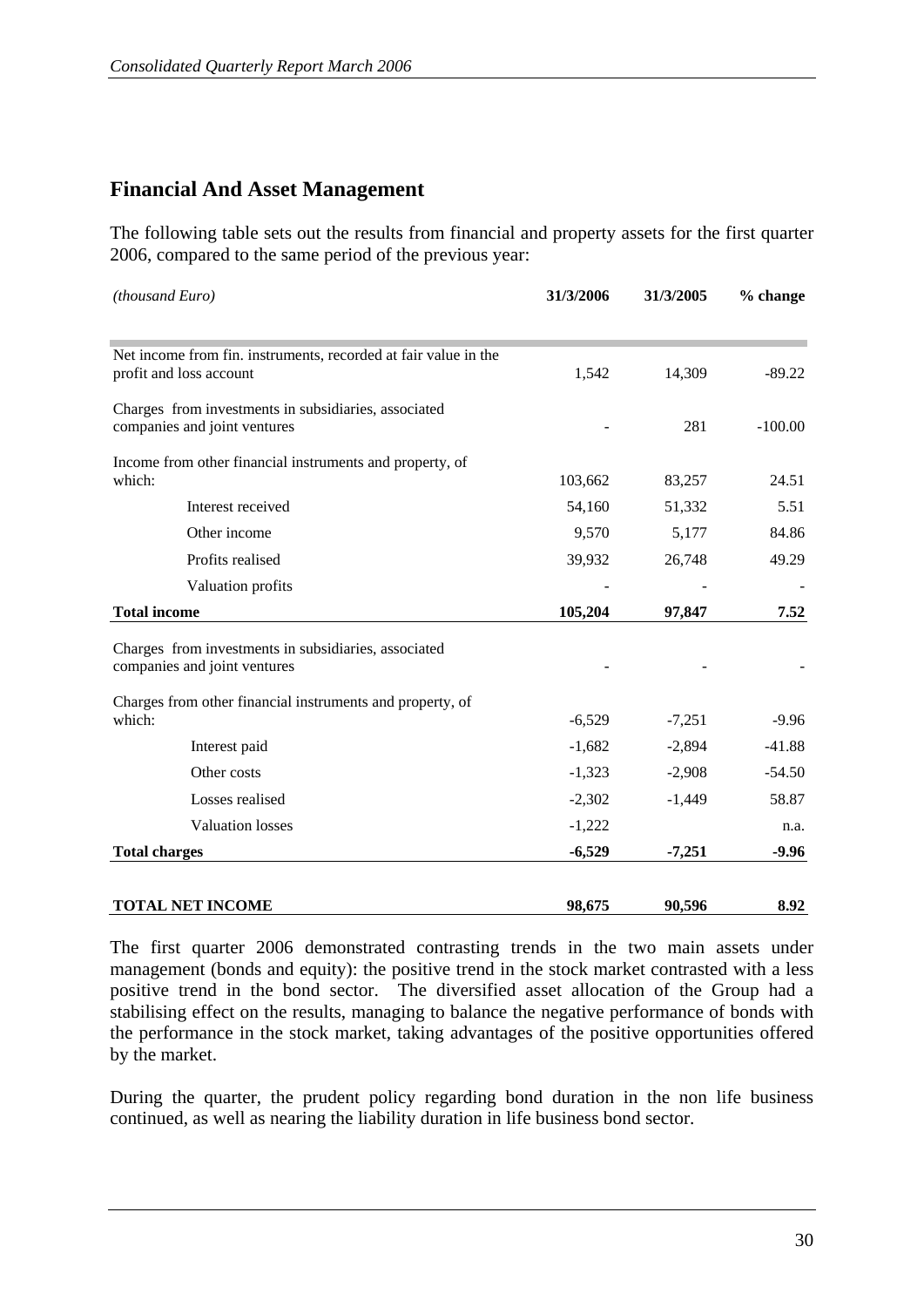## Financial And Asset Management

The following table sets out the results from financial and property assets for the first quarter 2006, compared to the same period of the previous year:

| *(thousand Euro)* | 31/3/2006 | 31/3/2005 | % change |
|---|---|---|---|
| Net income from fin. instruments, recorded at fair value in the profit and loss account | 1,542 | 14,309 | -89.22 |
| Charges from investments in subsidiaries, associated companies and joint ventures | - | 281 | -100.00 |
| Income from other financial instruments and property, of which: | 103,662 | 83,257 | 24.51 |
| Interest received | 54,160 | 51,332 | 5.51 |
| Other income | 9,570 | 5,177 | 84.86 |
| Profits realised | 39,932 | 26,748 | 49.29 |
| Valuation profits | - | - | - |
| **Total income** | **105,204** | **97,847** | **7.52** |
| Charges from investments in subsidiaries, associated companies and joint ventures | - | - | - |
| Charges from other financial instruments and property, of which: | -6,529 | -7,251 | -9.96 |
| Interest paid | -1,682 | -2,894 | -41.88 |
| Other costs | -1,323 | -2,908 | -54.50 |
| Losses realised | -2,302 | -1,449 | 58.87 |
| Valuation losses | -1,222 | | n.a. |
| **Total charges** | **-6,529** | **-7,251** | **-9.96** |
| **TOTAL NET INCOME** | **98,675** | **90,596** | **8.92** |

The first quarter 2006 demonstrated contrasting trends in the two main assets under management (bonds and equity): the positive trend in the stock market contrasted with a less positive trend in the bond sector. The diversified asset allocation of the Group had a stabilising effect on the results, managing to balance the negative performance of bonds with the performance in the stock market, taking advantages of the positive opportunities offered by the market.

During the quarter, the prudent policy regarding bond duration in the non life business continued, as well as nearing the liability duration in life business bond sector.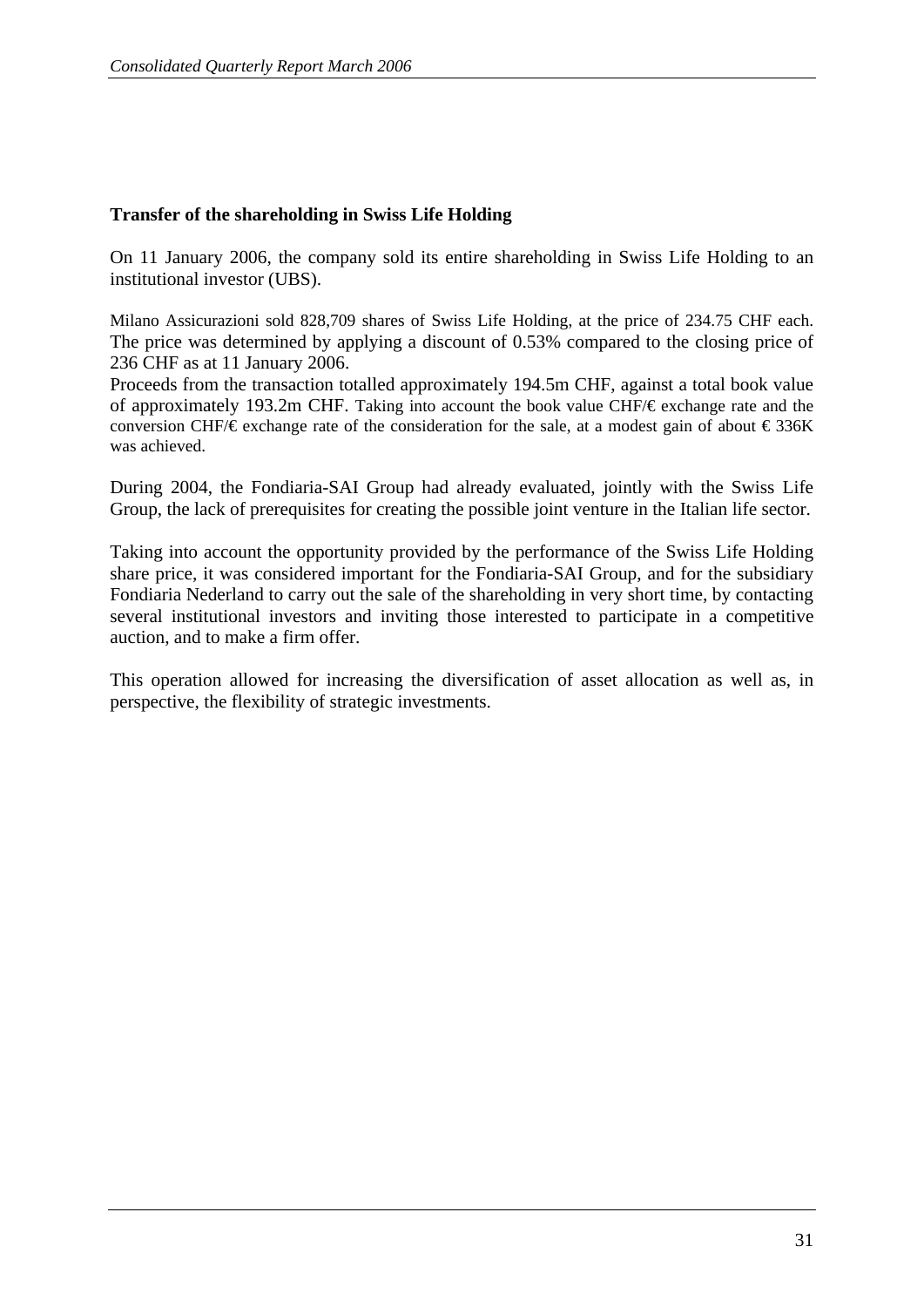**Transfer of the shareholding in Swiss Life Holding**

On 11 January 2006, the company sold its entire shareholding in Swiss Life Holding to an institutional investor (UBS).

Milano Assicurazioni sold 828,709 shares of Swiss Life Holding, at the price of 234.75 CHF each. The price was determined by applying a discount of 0.53% compared to the closing price of 236 CHF as at 11 January 2006.
Proceeds from the transaction totalled approximately 194.5m CHF, against a total book value of approximately 193.2m CHF. Taking into account the book value CHF/€ exchange rate and the conversion CHF/€ exchange rate of the consideration for the sale, at a modest gain of about € 336K was achieved.

During 2004, the Fondiaria-SAI Group had already evaluated, jointly with the Swiss Life Group, the lack of prerequisites for creating the possible joint venture in the Italian life sector.

Taking into account the opportunity provided by the performance of the Swiss Life Holding share price, it was considered important for the Fondiaria-SAI Group, and for the subsidiary Fondiaria Nederland to carry out the sale of the shareholding in very short time, by contacting several institutional investors and inviting those interested to participate in a competitive auction, and to make a firm offer.

This operation allowed for increasing the diversification of asset allocation as well as, in perspective, the flexibility of strategic investments.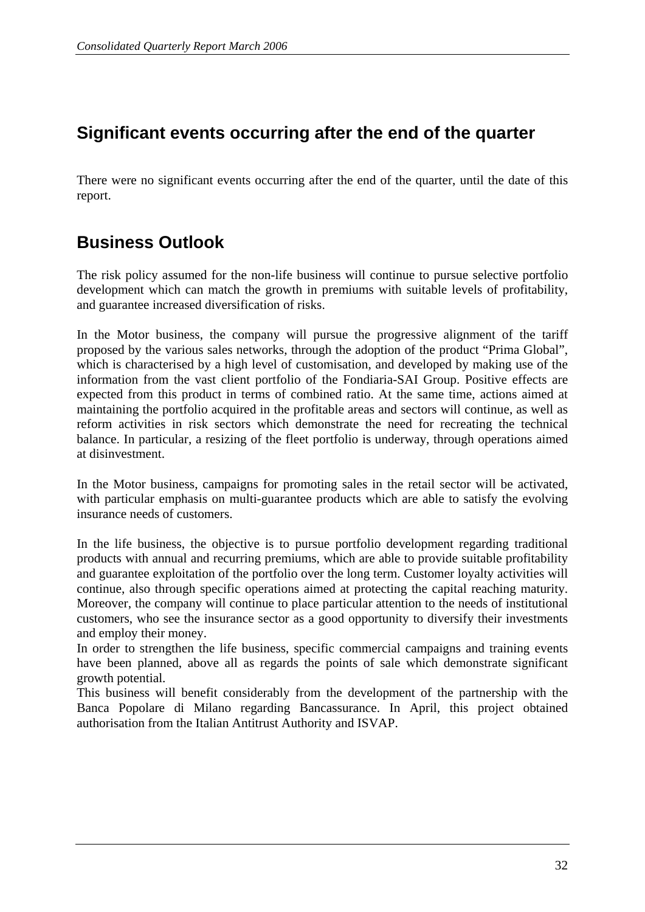## Significant events occurring after the end of the quarter

There were no significant events occurring after the end of the quarter, until the date of this report.

## Business Outlook

The risk policy assumed for the non-life business will continue to pursue selective portfolio development which can match the growth in premiums with suitable levels of profitability, and guarantee increased diversification of risks.

In the Motor business, the company will pursue the progressive alignment of the tariff proposed by the various sales networks, through the adoption of the product "Prima Global", which is characterised by a high level of customisation, and developed by making use of the information from the vast client portfolio of the Fondiaria-SAI Group. Positive effects are expected from this product in terms of combined ratio. At the same time, actions aimed at maintaining the portfolio acquired in the profitable areas and sectors will continue, as well as reform activities in risk sectors which demonstrate the need for recreating the technical balance. In particular, a resizing of the fleet portfolio is underway, through operations aimed at disinvestment.

In the Motor business, campaigns for promoting sales in the retail sector will be activated, with particular emphasis on multi-guarantee products which are able to satisfy the evolving insurance needs of customers.

In the life business, the objective is to pursue portfolio development regarding traditional products with annual and recurring premiums, which are able to provide suitable profitability and guarantee exploitation of the portfolio over the long term. Customer loyalty activities will continue, also through specific operations aimed at protecting the capital reaching maturity. Moreover, the company will continue to place particular attention to the needs of institutional customers, who see the insurance sector as a good opportunity to diversify their investments and employ their money.

In order to strengthen the life business, specific commercial campaigns and training events have been planned, above all as regards the points of sale which demonstrate significant growth potential.

This business will benefit considerably from the development of the partnership with the Banca Popolare di Milano regarding Bancassurance. In April, this project obtained authorisation from the Italian Antitrust Authority and ISVAP.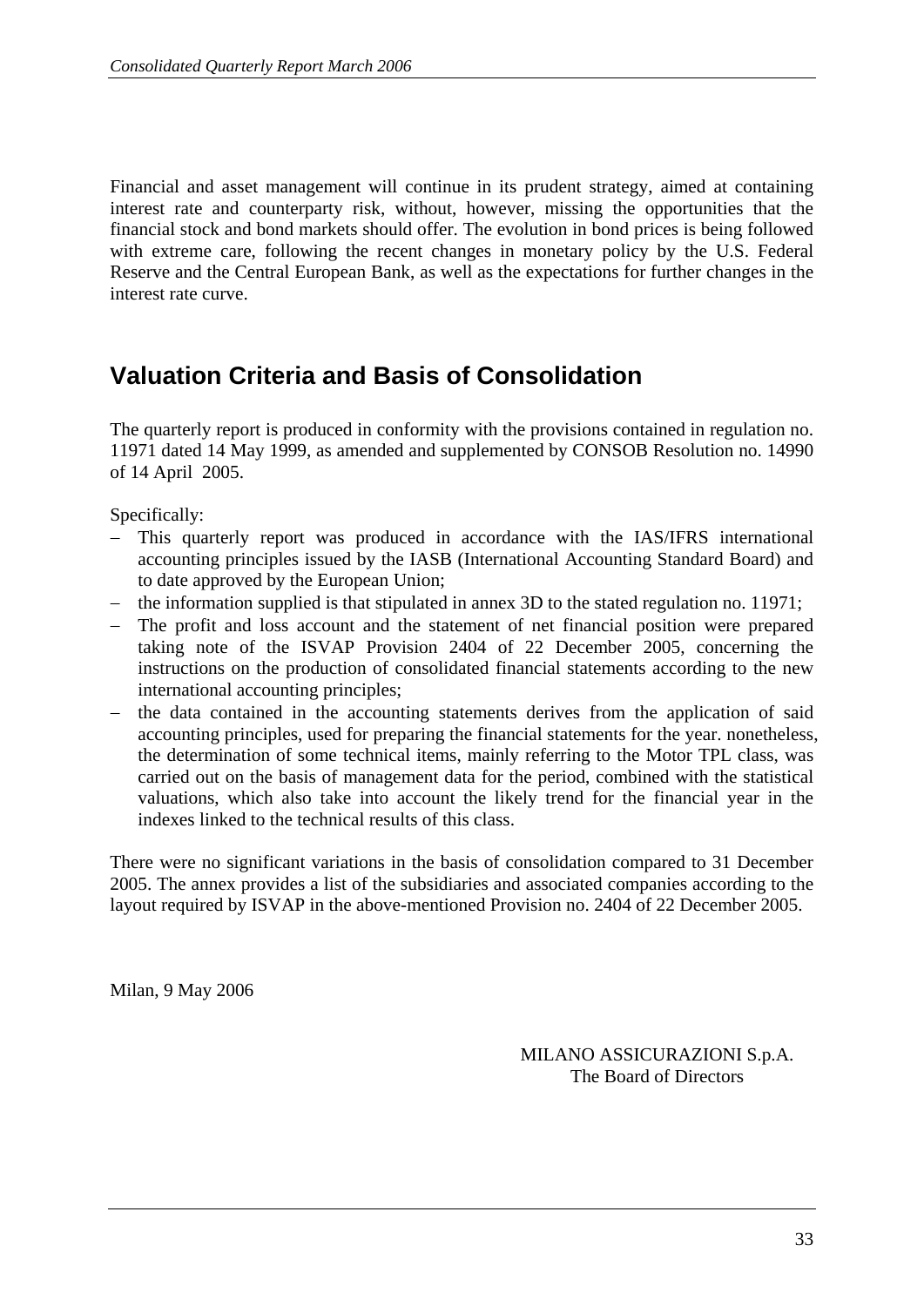Financial and asset management will continue in its prudent strategy, aimed at containing interest rate and counterparty risk, without, however, missing the opportunities that the financial stock and bond markets should offer. The evolution in bond prices is being followed with extreme care, following the recent changes in monetary policy by the U.S. Federal Reserve and the Central European Bank, as well as the expectations for further changes in the interest rate curve.

## Valuation Criteria and Basis of Consolidation

The quarterly report is produced in conformity with the provisions contained in regulation no. 11971 dated 14 May 1999, as amended and supplemented by CONSOB Resolution no. 14990 of 14 April 2005.

Specifically:

- This quarterly report was produced in accordance with the IAS/IFRS international accounting principles issued by the IASB (International Accounting Standard Board) and to date approved by the European Union;
- the information supplied is that stipulated in annex 3D to the stated regulation no. 11971;
- The profit and loss account and the statement of net financial position were prepared taking note of the ISVAP Provision 2404 of 22 December 2005, concerning the instructions on the production of consolidated financial statements according to the new international accounting principles;
- the data contained in the accounting statements derives from the application of said accounting principles, used for preparing the financial statements for the year. nonetheless, the determination of some technical items, mainly referring to the Motor TPL class, was carried out on the basis of management data for the period, combined with the statistical valuations, which also take into account the likely trend for the financial year in the indexes linked to the technical results of this class.

There were no significant variations in the basis of consolidation compared to 31 December 2005. The annex provides a list of the subsidiaries and associated companies according to the layout required by ISVAP in the above-mentioned Provision no. 2404 of 22 December 2005.

Milan, 9 May 2006

MILANO ASSICURAZIONI S.p.A.
The Board of Directors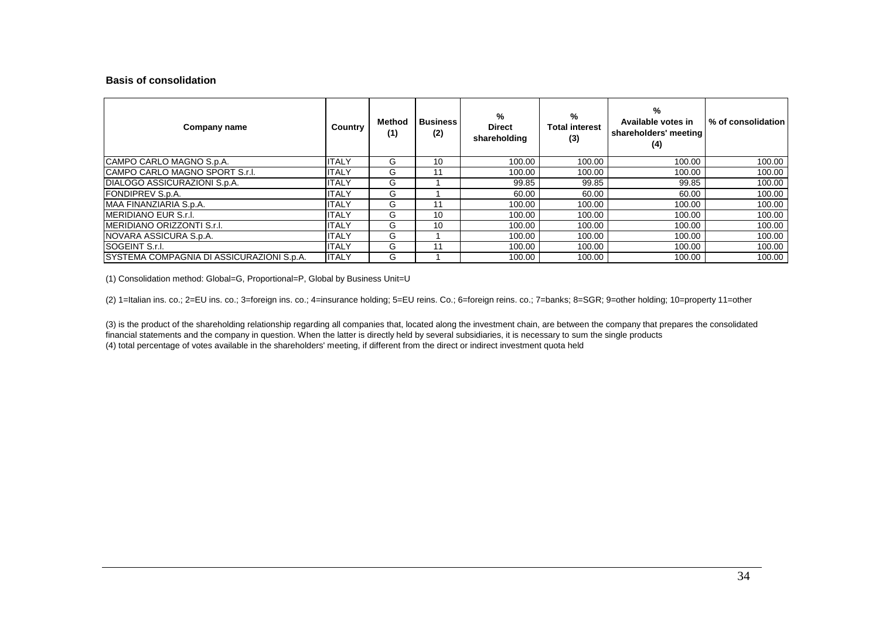### Basis of consolidation

| Company name | Country | Method (1) | Business (2) | % Direct shareholding | % Total interest (3) | % Available votes in shareholders' meeting (4) | % of consolidation |
|---|---|---|---|---|---|---|---|
| CAMPO CARLO MAGNO S.p.A. | ITALY | G | 10 | 100.00 | 100.00 | 100.00 | 100.00 |
| CAMPO CARLO MAGNO SPORT S.r.l. | ITALY | G | 11 | 100.00 | 100.00 | 100.00 | 100.00 |
| DIALOGO ASSICURAZIONI S.p.A. | ITALY | G | 1 | 99.85 | 99.85 | 99.85 | 100.00 |
| FONDIPREV S.p.A. | ITALY | G | 1 | 60.00 | 60.00 | 60.00 | 100.00 |
| MAA FINANZIARIA S.p.A. | ITALY | G | 11 | 100.00 | 100.00 | 100.00 | 100.00 |
| MERIDIANO EUR S.r.l. | ITALY | G | 10 | 100.00 | 100.00 | 100.00 | 100.00 |
| MERIDIANO ORIZZONTI S.r.l. | ITALY | G | 10 | 100.00 | 100.00 | 100.00 | 100.00 |
| NOVARA ASSICURA S.p.A. | ITALY | G | 1 | 100.00 | 100.00 | 100.00 | 100.00 |
| SOGEINT S.r.l. | ITALY | G | 11 | 100.00 | 100.00 | 100.00 | 100.00 |
| SYSTEMA COMPAGNIA DI ASSICURAZIONI S.p.A. | ITALY | G | 1 | 100.00 | 100.00 | 100.00 | 100.00 |

(1) Consolidation method: Global=G, Proportional=P, Global by Business Unit=U

(2) 1=Italian ins. co.; 2=EU ins. co.; 3=foreign ins. co.; 4=insurance holding; 5=EU reins. Co.; 6=foreign reins. co.; 7=banks; 8=SGR; 9=other holding; 10=property 11=other

(3) is the product of the shareholding relationship regarding all companies that, located along the investment chain, are between the company that prepares the consolidated financial statements and the company in question. When the latter is directly held by several subsidiaries, it is necessary to sum the single products
(4) total percentage of votes available in the shareholders' meeting, if different from the direct or indirect investment quota held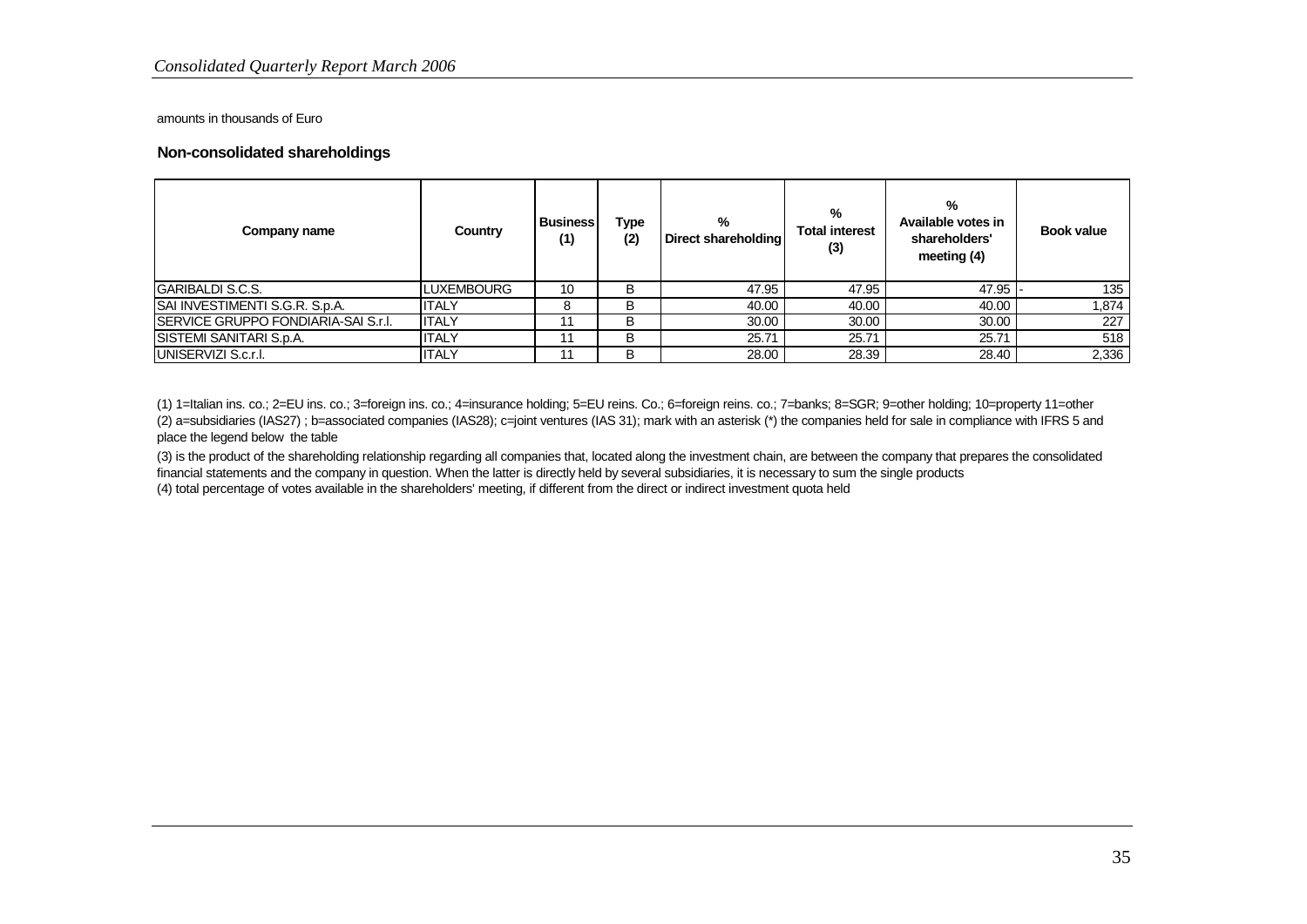amounts in thousands of Euro

**Non-consolidated shareholdings**

| Company name | Country | Business (1) | Type (2) | % Direct shareholding | % Total interest (3) | % Available votes in shareholders' meeting (4) | Book value |
|---|---|---|---|---|---|---|---|
| GARIBALDI S.C.S. | LUXEMBOURG | 10 | B | 47.95 | 47.95 | 47.95 | - 135 |
| SAI INVESTIMENTI S.G.R. S.p.A. | ITALY | 8 | B | 40.00 | 40.00 | 40.00 | 1,874 |
| SERVICE GRUPPO FONDIARIA-SAI S.r.l. | ITALY | 11 | B | 30.00 | 30.00 | 30.00 | 227 |
| SISTEMI SANITARI S.p.A. | ITALY | 11 | B | 25.71 | 25.71 | 25.71 | 518 |
| UNISERVIZI S.c.r.l. | ITALY | 11 | B | 28.00 | 28.39 | 28.40 | 2,336 |

(1) 1=Italian ins. co.; 2=EU ins. co.; 3=foreign ins. co.; 4=insurance holding; 5=EU reins. Co.; 6=foreign reins. co.; 7=banks; 8=SGR; 9=other holding; 10=property 11=other

(2) a=subsidiaries (IAS27) ; b=associated companies (IAS28); c=joint ventures (IAS 31); mark with an asterisk (*) the companies held for sale in compliance with IFRS 5 and place the legend below the table

(3) is the product of the shareholding relationship regarding all companies that, located along the investment chain, are between the company that prepares the consolidated financial statements and the company in question. When the latter is directly held by several subsidiaries, it is necessary to sum the single products

(4) total percentage of votes available in the shareholders' meeting, if different from the direct or indirect investment quota held